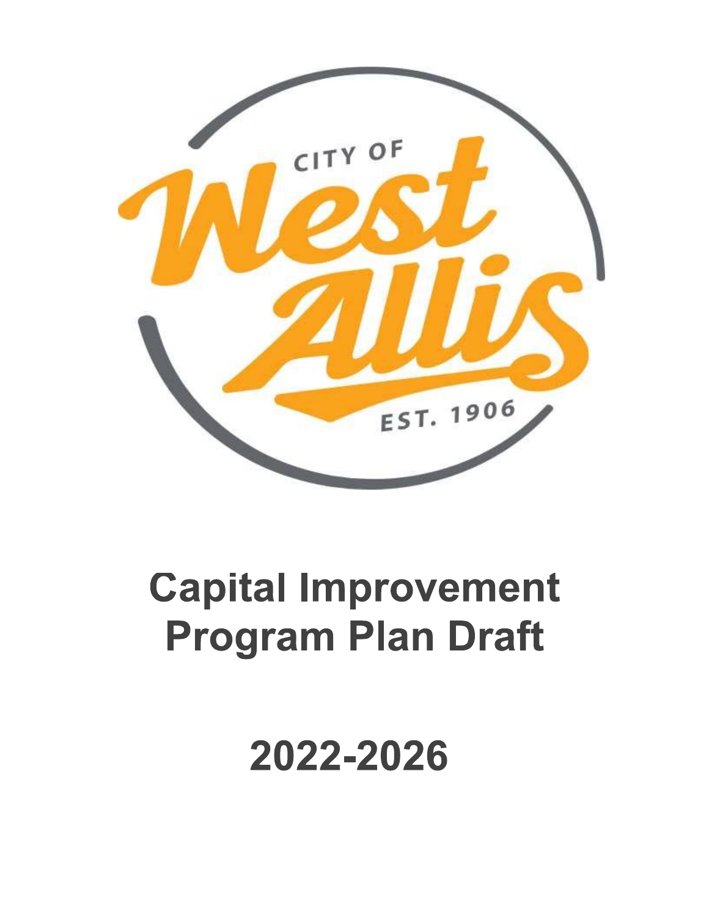CITY OF

West Allis

EST. 1906

# Capital Improvement Program Plan Draft

# 2022-2026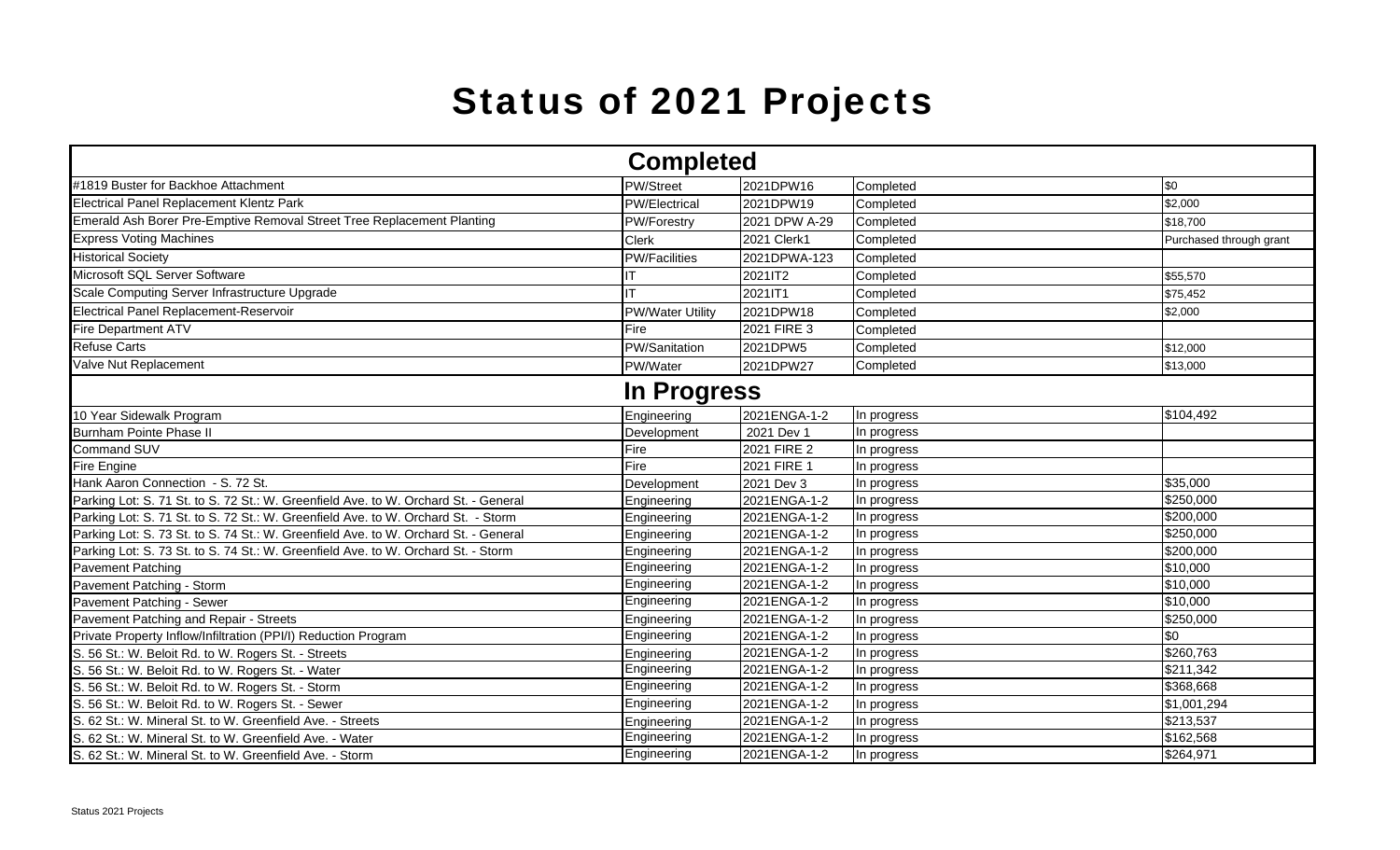# Status of 2021 Projects

| Completed | | | | |
|---|---|---|---|---|
| #1819 Buster for Backhoe Attachment | PW/Street | 2021DPW16 | Completed | $0 |
| Electrical Panel Replacement Klentz Park | PW/Electrical | 2021DPW19 | Completed | $2,000 |
| Emerald Ash Borer Pre-Emptive Removal Street Tree Replacement Planting | PW/Forestry | 2021 DPW A-29 | Completed | $18,700 |
| Express Voting Machines | Clerk | 2021 Clerk1 | Completed | Purchased through grant |
| Historical Society | PW/Facilities | 2021DPWA-123 | Completed | |
| Microsoft SQL Server Software | IT | 2021IT2 | Completed | $55,570 |
| Scale Computing Server Infrastructure Upgrade | IT | 2021IT1 | Completed | $75,452 |
| Electrical Panel Replacement-Reservoir | PW/Water Utility | 2021DPW18 | Completed | $2,000 |
| Fire Department ATV | Fire | 2021 FIRE 3 | Completed | |
| Refuse Carts | PW/Sanitation | 2021DPW5 | Completed | $12,000 |
| Valve Nut Replacement | PW/Water | 2021DPW27 | Completed | $13,000 |
| **In Progress** | | | | |
| 10 Year Sidewalk Program | Engineering | 2021ENGA-1-2 | In progress | $104,492 |
| Burnham Pointe Phase II | Development | 2021 Dev 1 | In progress | |
| Command SUV | Fire | 2021 FIRE 2 | In progress | |
| Fire Engine | Fire | 2021 FIRE 1 | In progress | |
| Hank Aaron Connection - S. 72 St. | Development | 2021 Dev 3 | In progress | $35,000 |
| Parking Lot: S. 71 St. to S. 72 St.: W. Greenfield Ave. to W. Orchard St. - General | Engineering | 2021ENGA-1-2 | In progress | $250,000 |
| Parking Lot: S. 71 St. to S. 72 St.: W. Greenfield Ave. to W. Orchard St. - Storm | Engineering | 2021ENGA-1-2 | In progress | $200,000 |
| Parking Lot: S. 73 St. to S. 74 St.: W. Greenfield Ave. to W. Orchard St. - General | Engineering | 2021ENGA-1-2 | In progress | $250,000 |
| Parking Lot: S. 73 St. to S. 74 St.: W. Greenfield Ave. to W. Orchard St. - Storm | Engineering | 2021ENGA-1-2 | In progress | $200,000 |
| Pavement Patching | Engineering | 2021ENGA-1-2 | In progress | $10,000 |
| Pavement Patching - Storm | Engineering | 2021ENGA-1-2 | In progress | $10,000 |
| Pavement Patching - Sewer | Engineering | 2021ENGA-1-2 | In progress | $10,000 |
| Pavement Patching and Repair - Streets | Engineering | 2021ENGA-1-2 | In progress | $250,000 |
| Private Property Inflow/Infiltration (PPI/I) Reduction Program | Engineering | 2021ENGA-1-2 | In progress | $0 |
| S. 56 St.: W. Beloit Rd. to W. Rogers St. - Streets | Engineering | 2021ENGA-1-2 | In progress | $260,763 |
| S. 56 St.: W. Beloit Rd. to W. Rogers St. - Water | Engineering | 2021ENGA-1-2 | In progress | $211,342 |
| S. 56 St.: W. Beloit Rd. to W. Rogers St. - Storm | Engineering | 2021ENGA-1-2 | In progress | $368,668 |
| S. 56 St.: W. Beloit Rd. to W. Rogers St. - Sewer | Engineering | 2021ENGA-1-2 | In progress | $1,001,294 |
| S. 62 St.: W. Mineral St. to W. Greenfield Ave. - Streets | Engineering | 2021ENGA-1-2 | In progress | $213,537 |
| S. 62 St.: W. Mineral St. to W. Greenfield Ave. - Water | Engineering | 2021ENGA-1-2 | In progress | $162,568 |
| S. 62 St.: W. Mineral St. to W. Greenfield Ave. - Storm | Engineering | 2021ENGA-1-2 | In progress | $264,971 |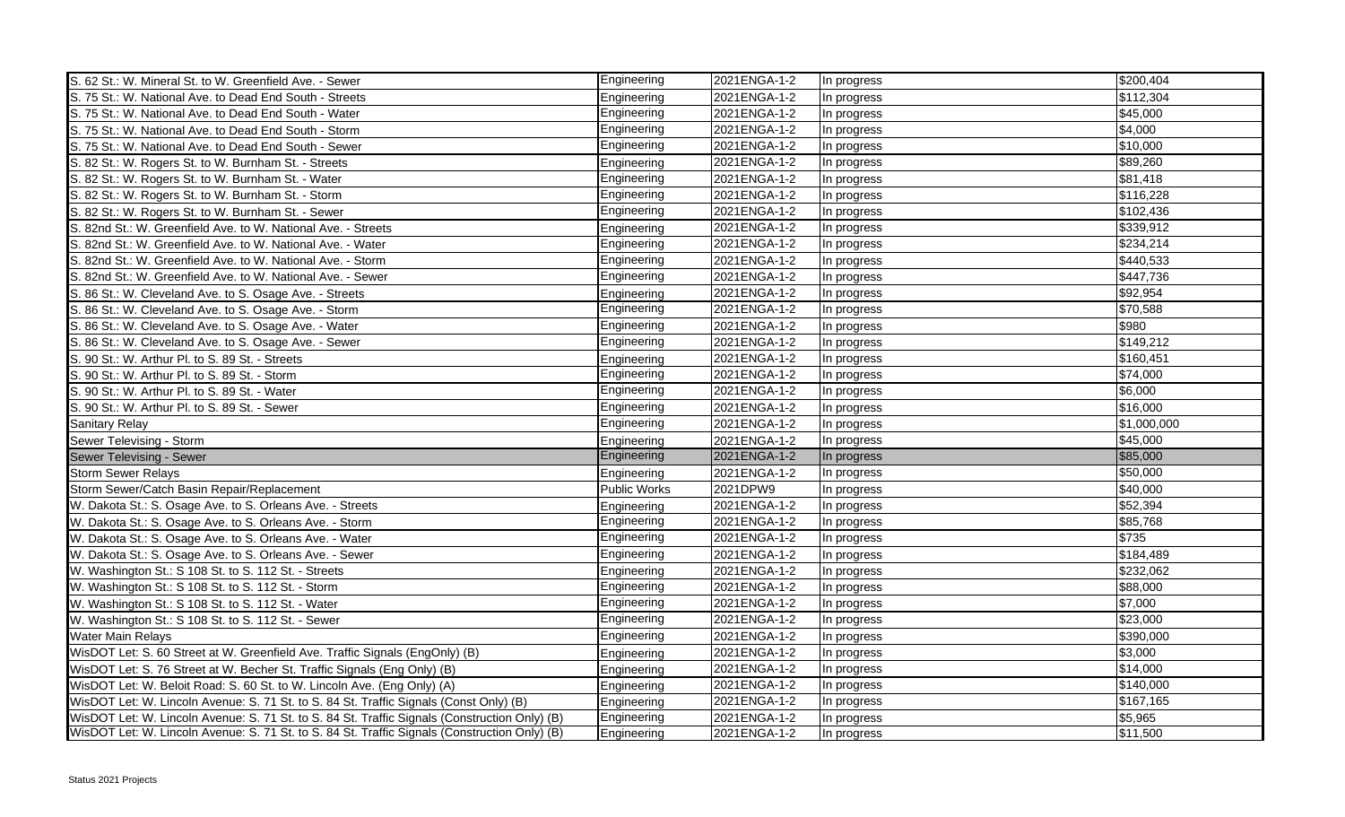| | | | | |
|---|---|---|---|---|
| S. 62 St.: W. Mineral St. to W. Greenfield Ave. - Sewer | Engineering | 2021ENGA-1-2 | In progress | $200,404 |
| S. 75 St.: W. National Ave. to Dead End South - Streets | Engineering | 2021ENGA-1-2 | In progress | $112,304 |
| S. 75 St.: W. National Ave. to Dead End South - Water | Engineering | 2021ENGA-1-2 | In progress | $45,000 |
| S. 75 St.: W. National Ave. to Dead End South - Storm | Engineering | 2021ENGA-1-2 | In progress | $4,000 |
| S. 75 St.: W. National Ave. to Dead End South - Sewer | Engineering | 2021ENGA-1-2 | In progress | $10,000 |
| S. 82 St.: W. Rogers St. to W. Burnham St. - Streets | Engineering | 2021ENGA-1-2 | In progress | $89,260 |
| S. 82 St.: W. Rogers St. to W. Burnham St. - Water | Engineering | 2021ENGA-1-2 | In progress | $81,418 |
| S. 82 St.: W. Rogers St. to W. Burnham St. - Storm | Engineering | 2021ENGA-1-2 | In progress | $116,228 |
| S. 82 St.: W. Rogers St. to W. Burnham St. - Sewer | Engineering | 2021ENGA-1-2 | In progress | $102,436 |
| S. 82nd St.: W. Greenfield Ave. to W. National Ave. - Streets | Engineering | 2021ENGA-1-2 | In progress | $339,912 |
| S. 82nd St.: W. Greenfield Ave. to W. National Ave. - Water | Engineering | 2021ENGA-1-2 | In progress | $234,214 |
| S. 82nd St.: W. Greenfield Ave. to W. National Ave. - Storm | Engineering | 2021ENGA-1-2 | In progress | $440,533 |
| S. 82nd St.: W. Greenfield Ave. to W. National Ave. - Sewer | Engineering | 2021ENGA-1-2 | In progress | $447,736 |
| S. 86 St.: W. Cleveland Ave. to S. Osage Ave. - Streets | Engineering | 2021ENGA-1-2 | In progress | $92,954 |
| S. 86 St.: W. Cleveland Ave. to S. Osage Ave. - Storm | Engineering | 2021ENGA-1-2 | In progress | $70,588 |
| S. 86 St.: W. Cleveland Ave. to S. Osage Ave. - Water | Engineering | 2021ENGA-1-2 | In progress | $980 |
| S. 86 St.: W. Cleveland Ave. to S. Osage Ave. - Sewer | Engineering | 2021ENGA-1-2 | In progress | $149,212 |
| S. 90 St.: W. Arthur Pl. to S. 89 St. - Streets | Engineering | 2021ENGA-1-2 | In progress | $160,451 |
| S. 90 St.: W. Arthur Pl. to S. 89 St. - Storm | Engineering | 2021ENGA-1-2 | In progress | $74,000 |
| S. 90 St.: W. Arthur Pl. to S. 89 St. - Water | Engineering | 2021ENGA-1-2 | In progress | $6,000 |
| S. 90 St.: W. Arthur Pl. to S. 89 St. - Sewer | Engineering | 2021ENGA-1-2 | In progress | $16,000 |
| Sanitary Relay | Engineering | 2021ENGA-1-2 | In progress | $1,000,000 |
| Sewer Televising - Storm | Engineering | 2021ENGA-1-2 | In progress | $45,000 |
| Sewer Televising - Sewer | Engineering | 2021ENGA-1-2 | In progress | $85,000 |
| Storm Sewer Relays | Engineering | 2021ENGA-1-2 | In progress | $50,000 |
| Storm Sewer/Catch Basin Repair/Replacement | Public Works | 2021DPW9 | In progress | $40,000 |
| W. Dakota St.: S. Osage Ave. to S. Orleans Ave. - Streets | Engineering | 2021ENGA-1-2 | In progress | $52,394 |
| W. Dakota St.: S. Osage Ave. to S. Orleans Ave. - Storm | Engineering | 2021ENGA-1-2 | In progress | $85,768 |
| W. Dakota St.: S. Osage Ave. to S. Orleans Ave. - Water | Engineering | 2021ENGA-1-2 | In progress | $735 |
| W. Dakota St.: S. Osage Ave. to S. Orleans Ave. - Sewer | Engineering | 2021ENGA-1-2 | In progress | $184,489 |
| W. Washington St.: S 108 St. to S. 112 St. - Streets | Engineering | 2021ENGA-1-2 | In progress | $232,062 |
| W. Washington St.: S 108 St. to S. 112 St. - Storm | Engineering | 2021ENGA-1-2 | In progress | $88,000 |
| W. Washington St.: S 108 St. to S. 112 St. - Water | Engineering | 2021ENGA-1-2 | In progress | $7,000 |
| W. Washington St.: S 108 St. to S. 112 St. - Sewer | Engineering | 2021ENGA-1-2 | In progress | $23,000 |
| Water Main Relays | Engineering | 2021ENGA-1-2 | In progress | $390,000 |
| WisDOT Let: S. 60 Street at W. Greenfield Ave. Traffic Signals (EngOnly) (B) | Engineering | 2021ENGA-1-2 | In progress | $3,000 |
| WisDOT Let: S. 76 Street at W. Becher St. Traffic Signals (Eng Only) (B) | Engineering | 2021ENGA-1-2 | In progress | $14,000 |
| WisDOT Let: W. Beloit Road: S. 60 St. to W. Lincoln Ave. (Eng Only) (A) | Engineering | 2021ENGA-1-2 | In progress | $140,000 |
| WisDOT Let: W. Lincoln Avenue: S. 71 St. to S. 84 St. Traffic Signals (Const Only) (B) | Engineering | 2021ENGA-1-2 | In progress | $167,165 |
| WisDOT Let: W. Lincoln Avenue: S. 71 St. to S. 84 St. Traffic Signals (Construction Only) (B) | Engineering | 2021ENGA-1-2 | In progress | $5,965 |
| WisDOT Let: W. Lincoln Avenue: S. 71 St. to S. 84 St. Traffic Signals (Construction Only) (B) | Engineering | 2021ENGA-1-2 | In progress | $11,500 |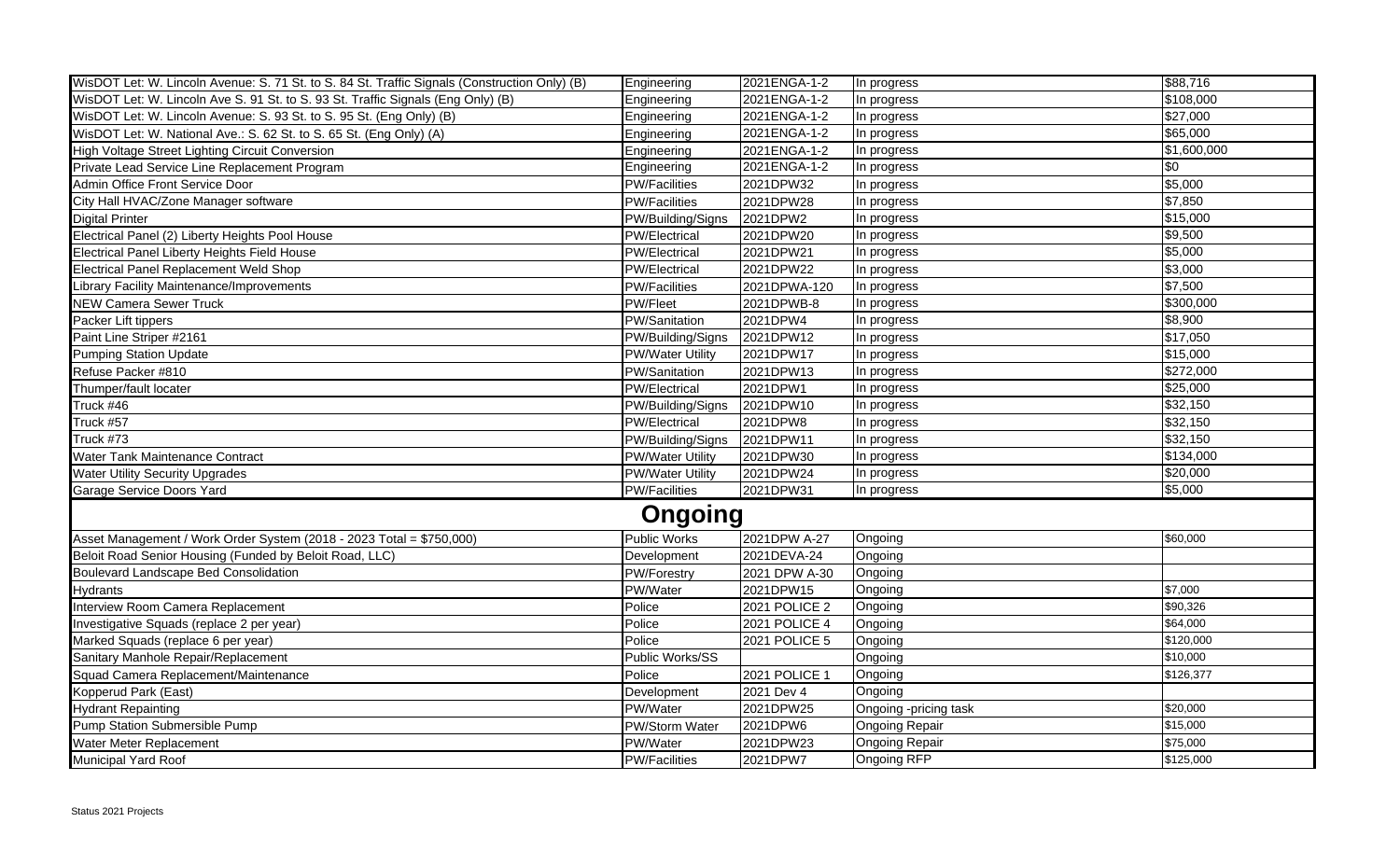| | | | | |
|---|---|---|---|---|
| WisDOT Let: W. Lincoln Avenue: S. 71 St. to S. 84 St. Traffic Signals (Construction Only) (B) | Engineering | 2021ENGA-1-2 | In progress | $88,716 |
| WisDOT Let: W. Lincoln Ave S. 91 St. to S. 93 St. Traffic Signals (Eng Only) (B) | Engineering | 2021ENGA-1-2 | In progress | $108,000 |
| WisDOT Let: W. Lincoln Avenue: S. 93 St. to S. 95 St. (Eng Only) (B) | Engineering | 2021ENGA-1-2 | In progress | $27,000 |
| WisDOT Let: W. National Ave.: S. 62 St. to S. 65 St. (Eng Only) (A) | Engineering | 2021ENGA-1-2 | In progress | $65,000 |
| High Voltage Street Lighting Circuit Conversion | Engineering | 2021ENGA-1-2 | In progress | $1,600,000 |
| Private Lead Service Line Replacement Program | Engineering | 2021ENGA-1-2 | In progress | $0 |
| Admin Office Front Service Door | PW/Facilities | 2021DPW32 | In progress | $5,000 |
| City Hall HVAC/Zone Manager software | PW/Facilities | 2021DPW28 | In progress | $7,850 |
| Digital Printer | PW/Building/Signs | 2021DPW2 | In progress | $15,000 |
| Electrical Panel (2) Liberty Heights Pool House | PW/Electrical | 2021DPW20 | In progress | $9,500 |
| Electrical Panel Liberty Heights Field House | PW/Electrical | 2021DPW21 | In progress | $5,000 |
| Electrical Panel Replacement Weld Shop | PW/Electrical | 2021DPW22 | In progress | $3,000 |
| Library Facility Maintenance/Improvements | PW/Facilities | 2021DPWA-120 | In progress | $7,500 |
| NEW Camera Sewer Truck | PW/Fleet | 2021DPWB-8 | In progress | $300,000 |
| Packer Lift tippers | PW/Sanitation | 2021DPW4 | In progress | $8,900 |
| Paint Line Striper #2161 | PW/Building/Signs | 2021DPW12 | In progress | $17,050 |
| Pumping Station Update | PW/Water Utility | 2021DPW17 | In progress | $15,000 |
| Refuse Packer #810 | PW/Sanitation | 2021DPW13 | In progress | $272,000 |
| Thumper/fault locater | PW/Electrical | 2021DPW1 | In progress | $25,000 |
| Truck #46 | PW/Building/Signs | 2021DPW10 | In progress | $32,150 |
| Truck #57 | PW/Electrical | 2021DPW8 | In progress | $32,150 |
| Truck #73 | PW/Building/Signs | 2021DPW11 | In progress | $32,150 |
| Water Tank Maintenance Contract | PW/Water Utility | 2021DPW30 | In progress | $134,000 |
| Water Utility Security Upgrades | PW/Water Utility | 2021DPW24 | In progress | $20,000 |
| Garage Service Doors Yard | PW/Facilities | 2021DPW31 | In progress | $5,000 |

## Ongoing

| | | | | |
|---|---|---|---|---|
| Asset Management / Work Order System (2018 - 2023 Total = $750,000) | Public Works | 2021DPW A-27 | Ongoing | $60,000 |
| Beloit Road Senior Housing (Funded by Beloit Road, LLC) | Development | 2021DEVA-24 | Ongoing | |
| Boulevard Landscape Bed Consolidation | PW/Forestry | 2021 DPW A-30 | Ongoing | |
| Hydrants | PW/Water | 2021DPW15 | Ongoing | $7,000 |
| Interview Room Camera Replacement | Police | 2021 POLICE 2 | Ongoing | $90,326 |
| Investigative Squads (replace 2 per year) | Police | 2021 POLICE 4 | Ongoing | $64,000 |
| Marked Squads (replace 6 per year) | Police | 2021 POLICE 5 | Ongoing | $120,000 |
| Sanitary Manhole Repair/Replacement | Public Works/SS | | Ongoing | $10,000 |
| Squad Camera Replacement/Maintenance | Police | 2021 POLICE 1 | Ongoing | $126,377 |
| Kopperud Park (East) | Development | 2021 Dev 4 | Ongoing | |
| Hydrant Repainting | PW/Water | 2021DPW25 | Ongoing -pricing task | $20,000 |
| Pump Station Submersible Pump | PW/Storm Water | 2021DPW6 | Ongoing Repair | $15,000 |
| Water Meter Replacement | PW/Water | 2021DPW23 | Ongoing Repair | $75,000 |
| Municipal Yard Roof | PW/Facilities | 2021DPW7 | Ongoing RFP | $125,000 |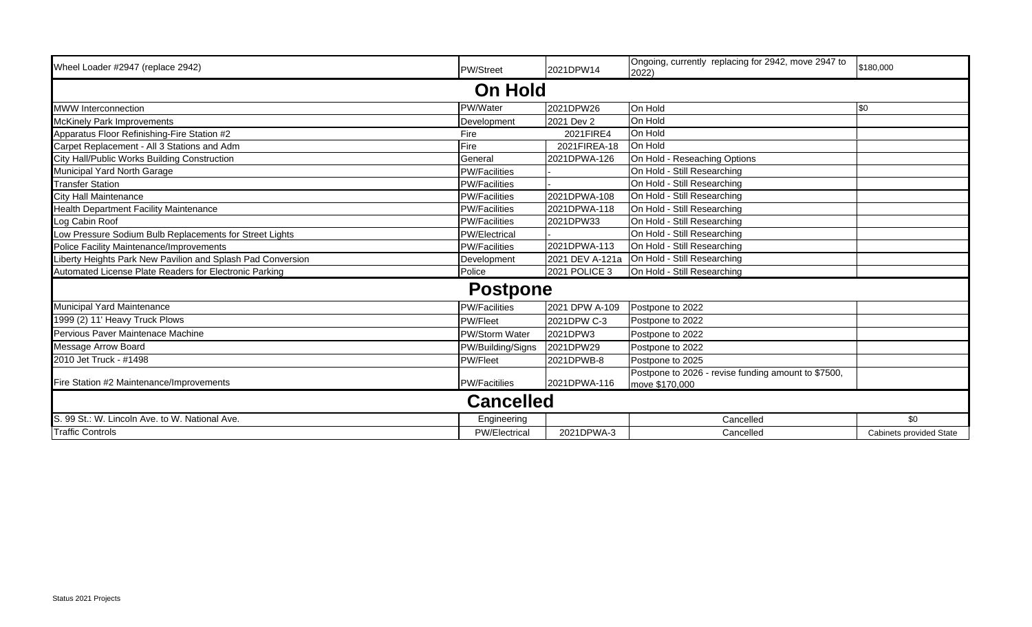| Wheel Loader #2947 (replace 2942) | PW/Street | 2021DPW14 | Ongoing, currently replacing for 2942, move 2947 to 2022) | $180,000 |
|---|---|---|---|---|
| **On Hold** | | | | |
| MWW Interconnection | PW/Water | 2021DPW26 | On Hold | $0 |
| McKinely Park Improvements | Development | 2021 Dev 2 | On Hold | |
| Apparatus Floor Refinishing-Fire Station #2 | Fire | 2021FIRE4 | On Hold | |
| Carpet Replacement - All 3 Stations and Adm | Fire | 2021FIREA-18 | On Hold | |
| City Hall/Public Works Building Construction | General | 2021DPWA-126 | On Hold - Reseaching Options | |
| Municipal Yard North Garage | PW/Facilities | - | On Hold - Still Researching | |
| Transfer Station | PW/Facilities | - | On Hold - Still Researching | |
| City Hall Maintenance | PW/Facilities | 2021DPWA-108 | On Hold - Still Researching | |
| Health Department Facility Maintenance | PW/Facilities | 2021DPWA-118 | On Hold - Still Researching | |
| Log Cabin Roof | PW/Facilities | 2021DPW33 | On Hold - Still Researching | |
| Low Pressure Sodium Bulb Replacements for Street Lights | PW/Electrical | - | On Hold - Still Researching | |
| Police Facility Maintenance/Improvements | PW/Facilities | 2021DPWA-113 | On Hold - Still Researching | |
| Liberty Heights Park New Pavilion and Splash Pad Conversion | Development | 2021 DEV A-121a | On Hold - Still Researching | |
| Automated License Plate Readers for Electronic Parking | Police | 2021 POLICE 3 | On Hold - Still Researching | |
| **Postpone** | | | | |
| Municipal Yard Maintenance | PW/Facilities | 2021 DPW A-109 | Postpone to 2022 | |
| 1999 (2) 11' Heavy Truck Plows | PW/Fleet | 2021DPW C-3 | Postpone to 2022 | |
| Pervious Paver Maintenace Machine | PW/Storm Water | 2021DPW3 | Postpone to 2022 | |
| Message Arrow Board | PW/Building/Signs | 2021DPW29 | Postpone to 2022 | |
| 2010 Jet Truck - #1498 | PW/Fleet | 2021DPWB-8 | Postpone to 2025 | |
| Fire Station #2 Maintenance/Improvements | PW/Facitilies | 2021DPWA-116 | Postpone to 2026 - revise funding amount to $7500, move $170,000 | |
| **Cancelled** | | | | |
| S. 99 St.: W. Lincoln Ave. to W. National Ave. | Engineering | | Cancelled | $0 |
| Traffic Controls | PW/Electrical | 2021DPWA-3 | Cancelled | Cabinets provided State |

Status 2021 Projects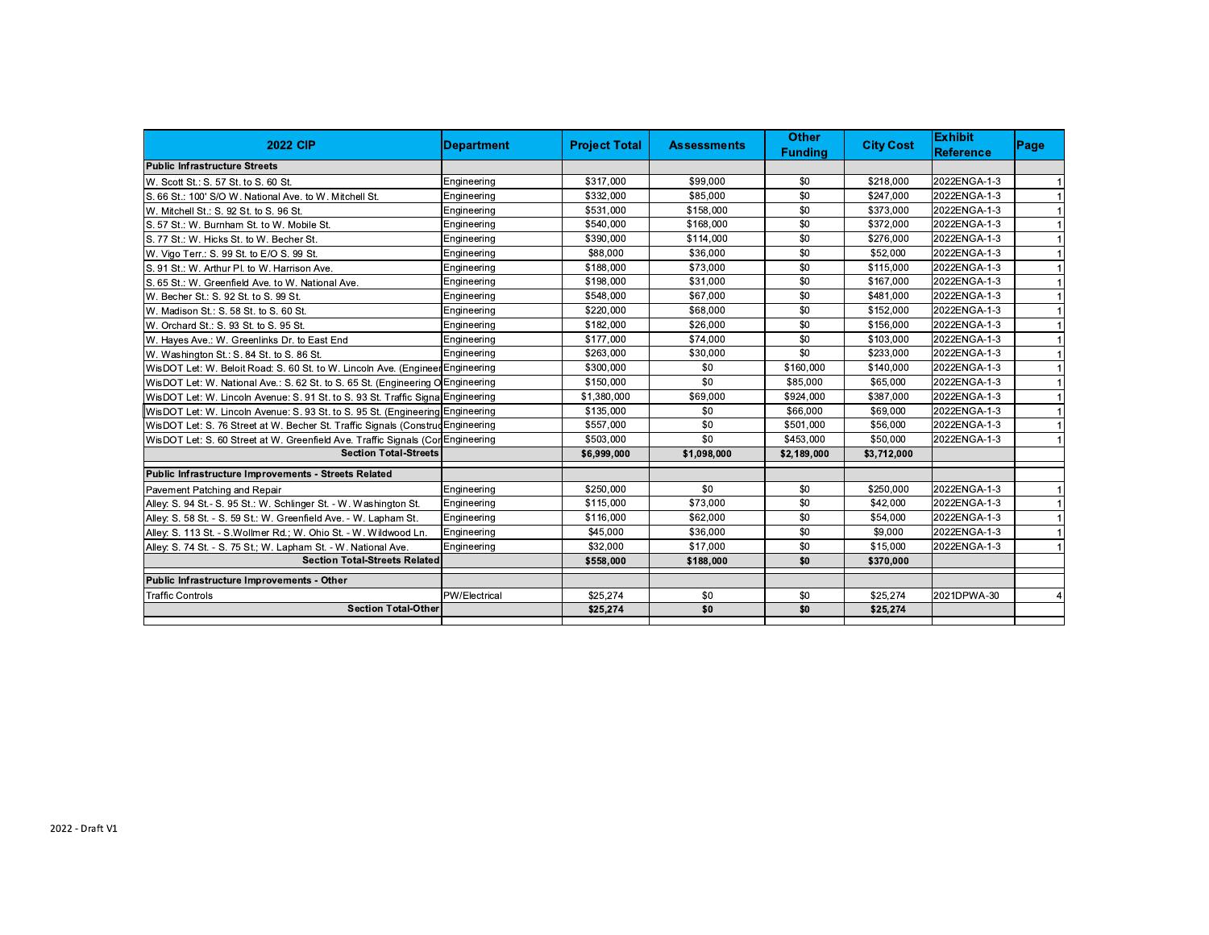| 2022 CIP | Department | Project Total | Assessments | Other Funding | City Cost | Exhibit Reference | Page |
|---|---|---|---|---|---|---|---|
| **Public Infrastructure Streets** | | | | | | | |
| W. Scott St.: S. 57 St. to S. 60 St. | Engineering | $317,000 | $99,000 | $0 | $218,000 | 2022ENGA-1-3 | 1 |
| S. 66 St.: 100' S/O W. National Ave. to W. Mitchell St. | Engineering | $332,000 | $85,000 | $0 | $247,000 | 2022ENGA-1-3 | 1 |
| W. Mitchell St.: S. 92 St. to S. 96 St. | Engineering | $531,000 | $158,000 | $0 | $373,000 | 2022ENGA-1-3 | 1 |
| S. 57 St.: W. Burnham St. to W. Mobile St. | Engineering | $540,000 | $168,000 | $0 | $372,000 | 2022ENGA-1-3 | 1 |
| S. 77 St.: W. Hicks St. to W. Becher St. | Engineering | $390,000 | $114,000 | $0 | $276,000 | 2022ENGA-1-3 | 1 |
| W. Vigo Terr.: S. 99 St. to E/O S. 99 St. | Engineering | $88,000 | $36,000 | $0 | $52,000 | 2022ENGA-1-3 | 1 |
| S. 91 St.: W. Arthur Pl. to W. Harrison Ave. | Engineering | $188,000 | $73,000 | $0 | $115,000 | 2022ENGA-1-3 | 1 |
| S. 65 St.: W. Greenfield Ave. to W. National Ave. | Engineering | $198,000 | $31,000 | $0 | $167,000 | 2022ENGA-1-3 | 1 |
| W. Becher St.: S. 92 St. to S. 99 St. | Engineering | $548,000 | $67,000 | $0 | $481,000 | 2022ENGA-1-3 | 1 |
| W. Madison St.: S. 58 St. to S. 60 St. | Engineering | $220,000 | $68,000 | $0 | $152,000 | 2022ENGA-1-3 | 1 |
| W. Orchard St.: S. 93 St. to S. 95 St. | Engineering | $182,000 | $26,000 | $0 | $156,000 | 2022ENGA-1-3 | 1 |
| W. Hayes Ave.: W. Greenlinks Dr. to East End | Engineering | $177,000 | $74,000 | $0 | $103,000 | 2022ENGA-1-3 | 1 |
| W. Washington St.: S. 84 St. to S. 86 St. | Engineering | $263,000 | $30,000 | $0 | $233,000 | 2022ENGA-1-3 | 1 |
| WisDOT Let: W. Beloit Road: S. 60 St. to W. Lincoln Ave. (Engineer | Engineering | $300,000 | $0 | $160,000 | $140,000 | 2022ENGA-1-3 | 1 |
| WisDOT Let: W. National Ave.: S. 62 St. to S. 65 St. (Engineering O | Engineering | $150,000 | $0 | $85,000 | $65,000 | 2022ENGA-1-3 | 1 |
| WisDOT Let: W. Lincoln Avenue: S. 91 St. to S. 93 St. Traffic Signa | Engineering | $1,380,000 | $69,000 | $924,000 | $387,000 | 2022ENGA-1-3 | 1 |
| WisDOT Let: W. Lincoln Avenue: S. 93 St. to S. 95 St. (Engineering | Engineering | $135,000 | $0 | $66,000 | $69,000 | 2022ENGA-1-3 | 1 |
| WisDOT Let: S. 76 Street at W. Becher St. Traffic Signals (Construc | Engineering | $557,000 | $0 | $501,000 | $56,000 | 2022ENGA-1-3 | 1 |
| WisDOT Let: S. 60 Street at W. Greenfield Ave. Traffic Signals (Cor | Engineering | $503,000 | $0 | $453,000 | $50,000 | 2022ENGA-1-3 | 1 |
| **Section Total-Streets** | | **$6,999,000** | **$1,098,000** | **$2,189,000** | **$3,712,000** | | |
| **Public Infrastructure Improvements - Streets Related** | | | | | | | |
| Pavement Patching and Repair | Engineering | $250,000 | $0 | $0 | $250,000 | 2022ENGA-1-3 | 1 |
| Alley: S. 94 St.- S. 95 St.: W. Schlinger St. - W. Washington St. | Engineering | $115,000 | $73,000 | $0 | $42,000 | 2022ENGA-1-3 | 1 |
| Alley: S. 58 St. - S. 59 St.: W. Greenfield Ave. - W. Lapham St. | Engineering | $116,000 | $62,000 | $0 | $54,000 | 2022ENGA-1-3 | 1 |
| Alley: S. 113 St. - S.Wollmer Rd.; W. Ohio St. - W. Wildwood Ln. | Engineering | $45,000 | $36,000 | $0 | $9,000 | 2022ENGA-1-3 | 1 |
| Alley: S. 74 St. - S. 75 St.; W. Lapham St. - W. National Ave. | Engineering | $32,000 | $17,000 | $0 | $15,000 | 2022ENGA-1-3 | 1 |
| **Section Total-Streets Related** | | **$558,000** | **$188,000** | **$0** | **$370,000** | | |
| **Public Infrastructure Improvements - Other** | | | | | | | |
| Traffic Controls | PW/Electrical | $25,274 | $0 | $0 | $25,274 | 2021DPWA-30 | 4 |
| **Section Total-Other** | | **$25,274** | **$0** | **$0** | **$25,274** | | |

2022 - Draft V1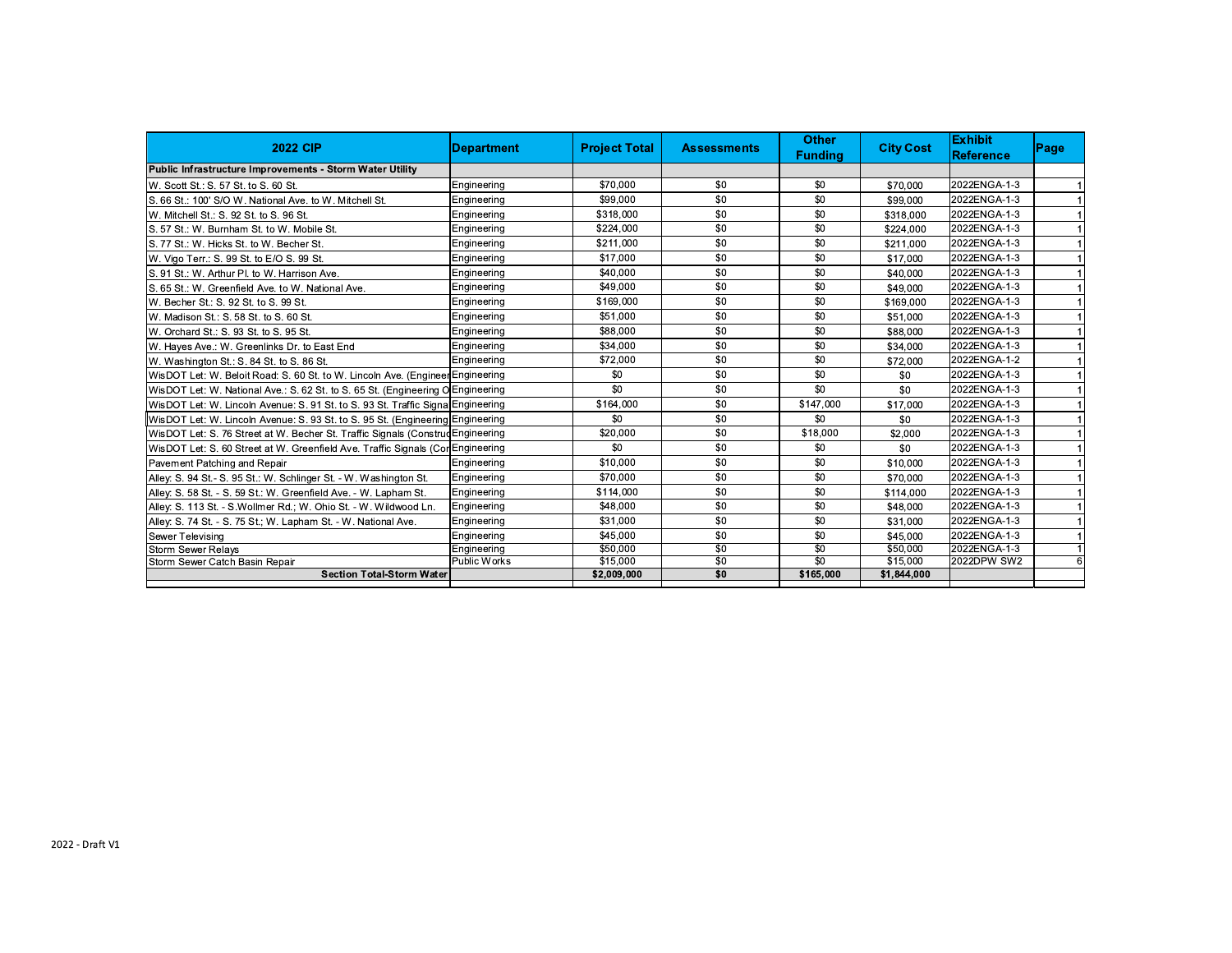| 2022 CIP | Department | Project Total | Assessments | Other Funding | City Cost | Exhibit Reference | Page |
|---|---|---|---|---|---|---|---|
| **Public Infrastructure Improvements - Storm Water Utility** | | | | | | | |
| W. Scott St.: S. 57 St. to S. 60 St. | Engineering | $70,000 | $0 | $0 | $70,000 | 2022ENGA-1-3 | 1 |
| S. 66 St.: 100' S/O W. National Ave. to W. Mitchell St. | Engineering | $99,000 | $0 | $0 | $99,000 | 2022ENGA-1-3 | 1 |
| W. Mitchell St.: S. 92 St. to S. 96 St. | Engineering | $318,000 | $0 | $0 | $318,000 | 2022ENGA-1-3 | 1 |
| S. 57 St.: W. Burnham St. to W. Mobile St. | Engineering | $224,000 | $0 | $0 | $224,000 | 2022ENGA-1-3 | 1 |
| S. 77 St.: W. Hicks St. to W. Becher St. | Engineering | $211,000 | $0 | $0 | $211,000 | 2022ENGA-1-3 | 1 |
| W. Vigo Terr.: S. 99 St. to E/O S. 99 St. | Engineering | $17,000 | $0 | $0 | $17,000 | 2022ENGA-1-3 | 1 |
| S. 91 St.: W. Arthur Pl. to W. Harrison Ave. | Engineering | $40,000 | $0 | $0 | $40,000 | 2022ENGA-1-3 | 1 |
| S. 65 St.: W. Greenfield Ave. to W. National Ave. | Engineering | $49,000 | $0 | $0 | $49,000 | 2022ENGA-1-3 | 1 |
| W. Becher St.: S. 92 St. to S. 99 St. | Engineering | $169,000 | $0 | $0 | $169,000 | 2022ENGA-1-3 | 1 |
| W. Madison St.: S. 58 St. to S. 60 St. | Engineering | $51,000 | $0 | $0 | $51,000 | 2022ENGA-1-3 | 1 |
| W. Orchard St.: S. 93 St. to S. 95 St. | Engineering | $88,000 | $0 | $0 | $88,000 | 2022ENGA-1-3 | 1 |
| W. Hayes Ave.: W. Greenlinks Dr. to East End | Engineering | $34,000 | $0 | $0 | $34,000 | 2022ENGA-1-3 | 1 |
| W. Washington St.: S. 84 St. to S. 86 St. | Engineering | $72,000 | $0 | $0 | $72,000 | 2022ENGA-1-2 | 1 |
| WisDOT Let: W. Beloit Road: S. 60 St. to W. Lincoln Ave. (Engineer | Engineering | $0 | $0 | $0 | $0 | 2022ENGA-1-3 | 1 |
| WisDOT Let: W. National Ave.: S. 62 St. to S. 65 St. (Engineering O | Engineering | $0 | $0 | $0 | $0 | 2022ENGA-1-3 | 1 |
| WisDOT Let: W. Lincoln Avenue: S. 91 St. to S. 93 St. Traffic Signa | Engineering | $164,000 | $0 | $147,000 | $17,000 | 2022ENGA-1-3 | 1 |
| WisDOT Let: W. Lincoln Avenue: S. 93 St. to S. 95 St. (Engineering | Engineering | $0 | $0 | $0 | $0 | 2022ENGA-1-3 | 1 |
| WisDOT Let: S. 76 Street at W. Becher St. Traffic Signals (Construc | Engineering | $20,000 | $0 | $18,000 | $2,000 | 2022ENGA-1-3 | 1 |
| WisDOT Let: S. 60 Street at W. Greenfield Ave. Traffic Signals (Cor | Engineering | $0 | $0 | $0 | $0 | 2022ENGA-1-3 | 1 |
| Pavement Patching and Repair | Engineering | $10,000 | $0 | $0 | $10,000 | 2022ENGA-1-3 | 1 |
| Alley: S. 94 St.- S. 95 St.: W. Schlinger St. - W. Washington St. | Engineering | $70,000 | $0 | $0 | $70,000 | 2022ENGA-1-3 | 1 |
| Alley: S. 58 St. - S. 59 St.: W. Greenfield Ave. - W. Lapham St. | Engineering | $114,000 | $0 | $0 | $114,000 | 2022ENGA-1-3 | 1 |
| Alley: S. 113 St. - S.Wollmer Rd.; W. Ohio St. - W. Wildwood Ln. | Engineering | $48,000 | $0 | $0 | $48,000 | 2022ENGA-1-3 | 1 |
| Alley: S. 74 St. - S. 75 St.; W. Lapham St. - W. National Ave. | Engineering | $31,000 | $0 | $0 | $31,000 | 2022ENGA-1-3 | 1 |
| Sewer Televising | Engineering | $45,000 | $0 | $0 | $45,000 | 2022ENGA-1-3 | 1 |
| Storm Sewer Relays | Engineering | $50,000 | $0 | $0 | $50,000 | 2022ENGA-1-3 | 1 |
| Storm Sewer Catch Basin Repair | Public Works | $15,000 | $0 | $0 | $15,000 | 2022DPW SW2 | 6 |
| **Section Total-Storm Water** | | **$2,009,000** | **$0** | **$165,000** | **$1,844,000** | | |

2022 - Draft V1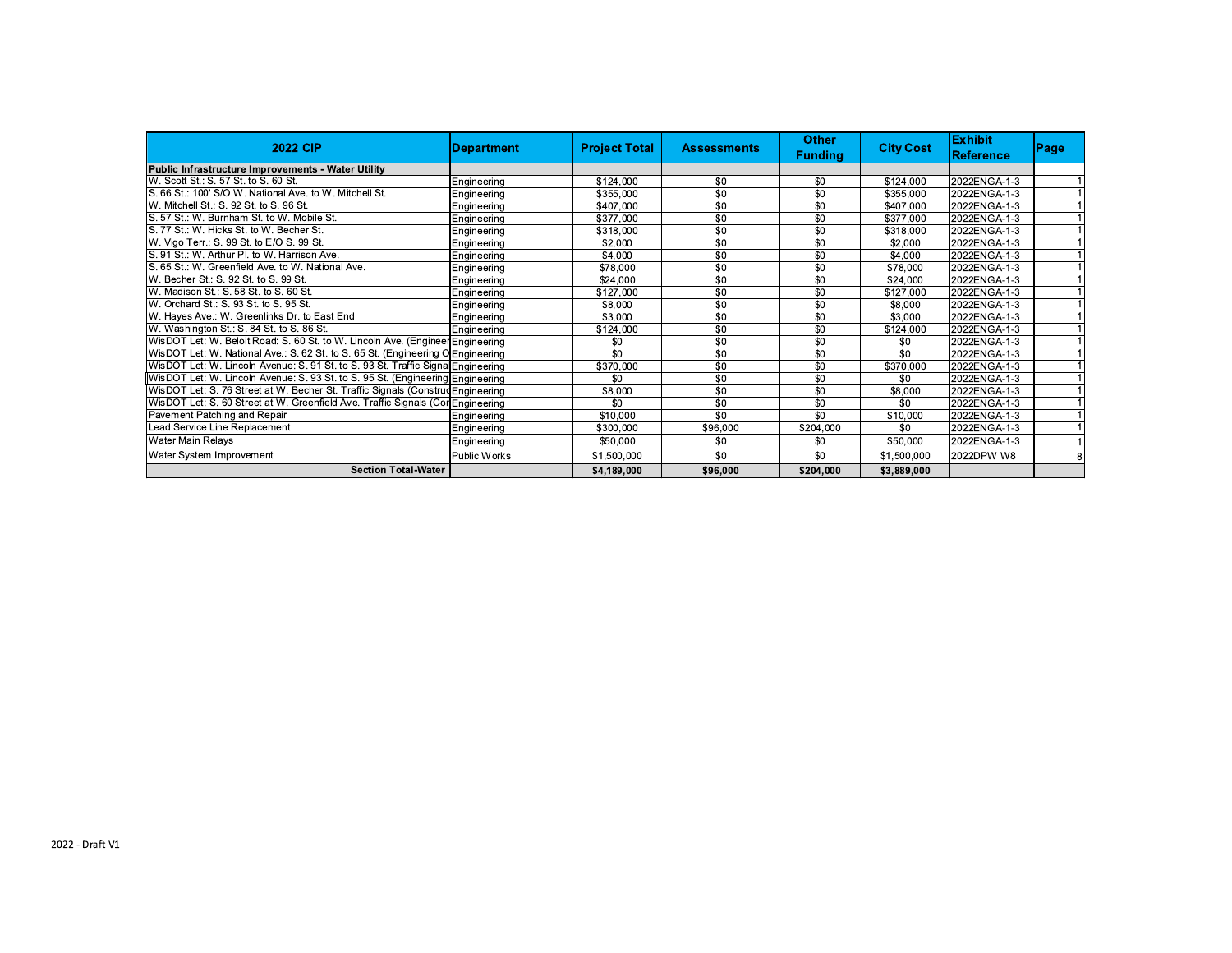| 2022 CIP | Department | Project Total | Assessments | Other Funding | City Cost | Exhibit Reference | Page |
|---|---|---|---|---|---|---|---|
| **Public Infrastructure Improvements - Water Utility** | | | | | | | |
| W. Scott St.: S. 57 St. to S. 60 St. | Engineering | $124,000 | $0 | $0 | $124,000 | 2022ENGA-1-3 | 1 |
| S. 66 St.: 100' S/O W. National Ave. to W. Mitchell St. | Engineering | $355,000 | $0 | $0 | $355,000 | 2022ENGA-1-3 | 1 |
| W. Mitchell St.: S. 92 St. to S. 96 St. | Engineering | $407,000 | $0 | $0 | $407,000 | 2022ENGA-1-3 | 1 |
| S. 57 St.: W. Burnham St. to W. Mobile St. | Engineering | $377,000 | $0 | $0 | $377,000 | 2022ENGA-1-3 | 1 |
| S. 77 St.: W. Hicks St. to W. Becher St. | Engineering | $318,000 | $0 | $0 | $318,000 | 2022ENGA-1-3 | 1 |
| W. Vigo Terr.: S. 99 St. to E/O S. 99 St. | Engineering | $2,000 | $0 | $0 | $2,000 | 2022ENGA-1-3 | 1 |
| S. 91 St.: W. Arthur Pl. to W. Harrison Ave. | Engineering | $4,000 | $0 | $0 | $4,000 | 2022ENGA-1-3 | 1 |
| S. 65 St.: W. Greenfield Ave. to W. National Ave. | Engineering | $78,000 | $0 | $0 | $78,000 | 2022ENGA-1-3 | 1 |
| W. Becher St.: S. 92 St. to S. 99 St. | Engineering | $24,000 | $0 | $0 | $24,000 | 2022ENGA-1-3 | 1 |
| W. Madison St.: S. 58 St. to S. 60 St. | Engineering | $127,000 | $0 | $0 | $127,000 | 2022ENGA-1-3 | 1 |
| W. Orchard St.: S. 93 St. to S. 95 St. | Engineering | $8,000 | $0 | $0 | $8,000 | 2022ENGA-1-3 | 1 |
| W. Hayes Ave.: W. Greenlinks Dr. to East End | Engineering | $3,000 | $0 | $0 | $3,000 | 2022ENGA-1-3 | 1 |
| W. Washington St.: S. 84 St. to S. 86 St. | Engineering | $124,000 | $0 | $0 | $124,000 | 2022ENGA-1-3 | 1 |
| WisDOT Let: W. Beloit Road: S. 60 St. to W. Lincoln Ave. (Engineer | Engineering | $0 | $0 | $0 | $0 | 2022ENGA-1-3 | 1 |
| WisDOT Let: W. National Ave.: S. 62 St. to S. 65 St. (Engineering O | Engineering | $0 | $0 | $0 | $0 | 2022ENGA-1-3 | 1 |
| WisDOT Let: W. Lincoln Avenue: S. 91 St. to S. 93 St. Traffic Signa | Engineering | $370,000 | $0 | $0 | $370,000 | 2022ENGA-1-3 | 1 |
| WisDOT Let: W. Lincoln Avenue: S. 93 St. to S. 95 St. (Engineering | Engineering | $0 | $0 | $0 | $0 | 2022ENGA-1-3 | 1 |
| WisDOT Let: S. 76 Street at W. Becher St. Traffic Signals (Construc | Engineering | $8,000 | $0 | $0 | $8,000 | 2022ENGA-1-3 | 1 |
| WisDOT Let: S. 60 Street at W. Greenfield Ave. Traffic Signals (Cor | Engineering | $0 | $0 | $0 | $0 | 2022ENGA-1-3 | 1 |
| Pavement Patching and Repair | Engineering | $10,000 | $0 | $0 | $10,000 | 2022ENGA-1-3 | 1 |
| Lead Service Line Replacement | Engineering | $300,000 | $96,000 | $204,000 | $0 | 2022ENGA-1-3 | 1 |
| Water Main Relays | Engineering | $50,000 | $0 | $0 | $50,000 | 2022ENGA-1-3 | 1 |
| Water System Improvement | Public Works | $1,500,000 | $0 | $0 | $1,500,000 | 2022DPW W8 | 8 |
| **Section Total-Water** | | **$4,189,000** | **$96,000** | **$204,000** | **$3,889,000** | | |

2022 - Draft V1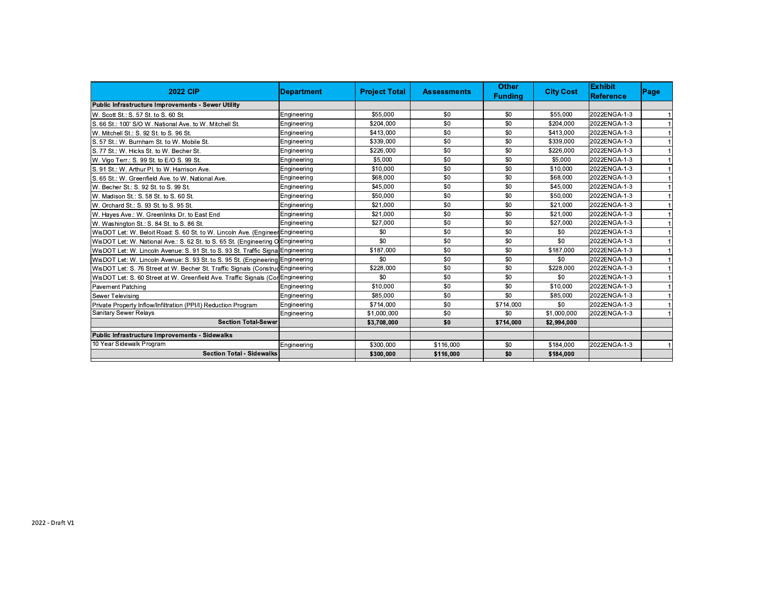| 2022 CIP | Department | Project Total | Assessments | Other Funding | City Cost | Exhibit Reference | Page |
|---|---|---|---|---|---|---|---|
| **Public Infrastructure Improvements - Sewer Utility** | | | | | | | |
| W. Scott St.: S. 57 St. to S. 60 St. | Engineering | $55,000 | $0 | $0 | $55,000 | 2022ENGA-1-3 | 1 |
| S. 66 St.: 100' S/O W. National Ave. to W. Mitchell St. | Engineering | $204,000 | $0 | $0 | $204,000 | 2022ENGA-1-3 | 1 |
| W. Mitchell St.: S. 92 St. to S. 96 St. | Engineering | $413,000 | $0 | $0 | $413,000 | 2022ENGA-1-3 | 1 |
| S. 57 St.: W. Burnham St. to W. Mobile St. | Engineering | $339,000 | $0 | $0 | $339,000 | 2022ENGA-1-3 | 1 |
| S. 77 St.: W. Hicks St. to W. Becher St. | Engineering | $226,000 | $0 | $0 | $226,000 | 2022ENGA-1-3 | 1 |
| W. Vigo Terr.: S. 99 St. to E/O S. 99 St. | Engineering | $5,000 | $0 | $0 | $5,000 | 2022ENGA-1-3 | 1 |
| S. 91 St.: W. Arthur Pl. to W. Harrison Ave. | Engineering | $10,000 | $0 | $0 | $10,000 | 2022ENGA-1-3 | 1 |
| S. 65 St.: W. Greenfield Ave. to W. National Ave. | Engineering | $68,000 | $0 | $0 | $68,000 | 2022ENGA-1-3 | 1 |
| W. Becher St.: S. 92 St. to S. 99 St. | Engineering | $45,000 | $0 | $0 | $45,000 | 2022ENGA-1-3 | 1 |
| W. Madison St.: S. 58 St. to S. 60 St. | Engineering | $50,000 | $0 | $0 | $50,000 | 2022ENGA-1-3 | 1 |
| W. Orchard St.: S. 93 St. to S. 95 St. | Engineering | $21,000 | $0 | $0 | $21,000 | 2022ENGA-1-3 | 1 |
| W. Hayes Ave.: W. Greenlinks Dr. to East End | Engineering | $21,000 | $0 | $0 | $21,000 | 2022ENGA-1-3 | 1 |
| W. Washington St.: S. 84 St. to S. 86 St. | Engineering | $27,000 | $0 | $0 | $27,000 | 2022ENGA-1-3 | 1 |
| WisDOT Let: W. Beloit Road: S. 60 St. to W. Lincoln Ave. (Engineer | Engineering | $0 | $0 | $0 | $0 | 2022ENGA-1-3 | 1 |
| WisDOT Let: W. National Ave.: S. 62 St. to S. 65 St. (Engineering O | Engineering | $0 | $0 | $0 | $0 | 2022ENGA-1-3 | 1 |
| WisDOT Let: W. Lincoln Avenue: S. 91 St. to S. 93 St. Traffic Signa | Engineering | $187,000 | $0 | $0 | $187,000 | 2022ENGA-1-3 | 1 |
| WisDOT Let: W. Lincoln Avenue: S. 93 St. to S. 95 St. (Engineering | Engineering | $0 | $0 | $0 | $0 | 2022ENGA-1-3 | 1 |
| WisDOT Let: S. 76 Street at W. Becher St. Traffic Signals (Construc | Engineering | $228,000 | $0 | $0 | $228,000 | 2022ENGA-1-3 | 1 |
| WisDOT Let: S. 60 Street at W. Greenfield Ave. Traffic Signals (Cor | Engineering | $0 | $0 | $0 | $0 | 2022ENGA-1-3 | 1 |
| Pavement Patching | Engineering | $10,000 | $0 | $0 | $10,000 | 2022ENGA-1-3 | 1 |
| Sewer Televising | Engineering | $85,000 | $0 | $0 | $85,000 | 2022ENGA-1-3 | 1 |
| Private Property Inflow/Infiltration (PPI/I) Reduction Program | Engineering | $714,000 | $0 | $714,000 | $0 | 2022ENGA-1-3 | 1 |
| Sanitary Sewer Relays | Engineering | $1,000,000 | $0 | $0 | $1,000,000 | 2022ENGA-1-3 | 1 |
| **Section Total-Sewer** | | **$3,708,000** | **$0** | **$714,000** | **$2,994,000** | | |
| **Public Infrastructure Improvements - Sidewalks** | | | | | | | |
| 10 Year Sidewalk Program | Engineering | $300,000 | $116,000 | $0 | $184,000 | 2022ENGA-1-3 | 1 |
| **Section Total - Sidewalks** | | **$300,000** | **$116,000** | **$0** | **$184,000** | | |

2022 - Draft V1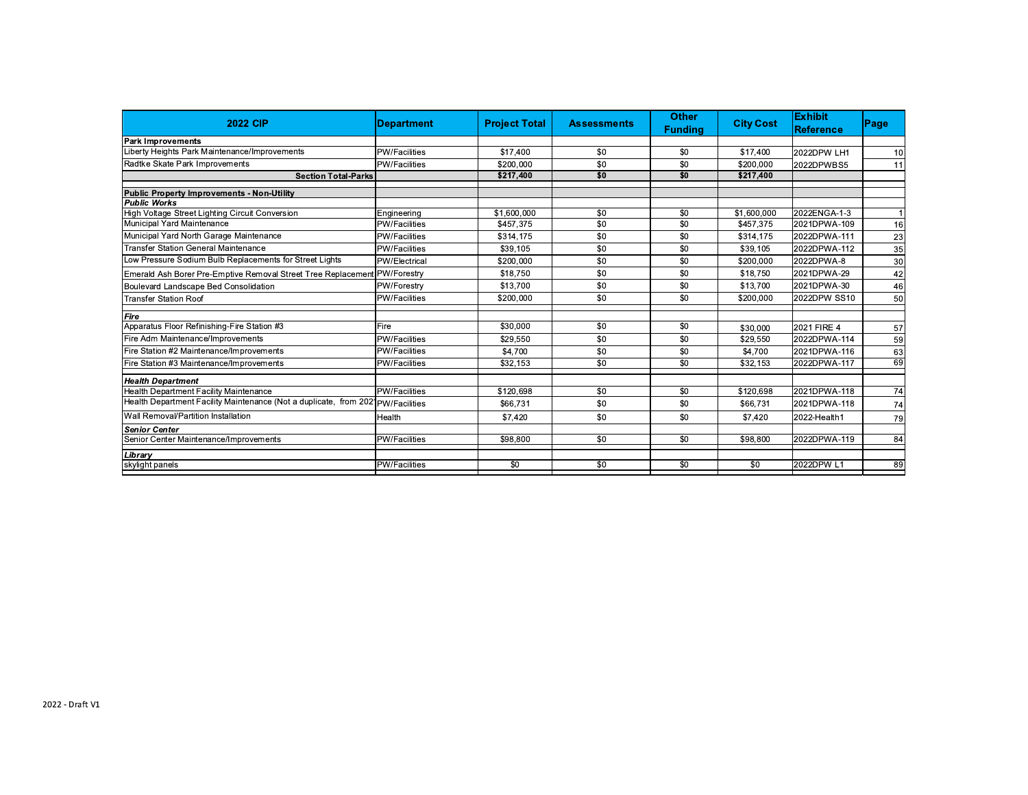| 2022 CIP | Department | Project Total | Assessments | Other Funding | City Cost | Exhibit Reference | Page |
|---|---|---|---|---|---|---|---|
| **Park Improvements** | | | | | | | |
| Liberty Heights Park Maintenance/Improvements | PW/Facilities | $17,400 | $0 | $0 | $17,400 | 2022DPW LH1 | 10 |
| Radtke Skate Park Improvements | PW/Facilities | $200,000 | $0 | $0 | $200,000 | 2022DPWBS5 | 11 |
| **Section Total-Parks** | | **$217,400** | **$0** | **$0** | **$217,400** | | |
| | | | | | | | |
| **Public Property Improvements - Non-Utility** | | | | | | | |
| ***Public Works*** | | | | | | | |
| High Voltage Street Lighting Circuit Conversion | Engineering | $1,600,000 | $0 | $0 | $1,600,000 | 2022ENGA-1-3 | 1 |
| Municipal Yard Maintenance | PW/Facilities | $457,375 | $0 | $0 | $457,375 | 2021DPWA-109 | 16 |
| Municipal Yard North Garage Maintenance | PW/Facilities | $314,175 | $0 | $0 | $314,175 | 2022DPWA-111 | 23 |
| Transfer Station General Maintenance | PW/Facilities | $39,105 | $0 | $0 | $39,105 | 2022DPWA-112 | 35 |
| Low Pressure Sodium Bulb Replacements for Street Lights | PW/Electrical | $200,000 | $0 | $0 | $200,000 | 2022DPWA-8 | 30 |
| Emerald Ash Borer Pre-Emptive Removal Street Tree Replacement | PW/Forestry | $18,750 | $0 | $0 | $18,750 | 2021DPWA-29 | 42 |
| Boulevard Landscape Bed Consolidation | PW/Forestry | $13,700 | $0 | $0 | $13,700 | 2021DPWA-30 | 46 |
| Transfer Station Roof | PW/Facilities | $200,000 | $0 | $0 | $200,000 | 2022DPW SS10 | 50 |
| | | | | | | | |
| ***Fire*** | | | | | | | |
| Apparatus Floor Refinishing-Fire Station #3 | Fire | $30,000 | $0 | $0 | $30,000 | 2021 FIRE 4 | 57 |
| Fire Adm Maintenance/Improvements | PW/Facilities | $29,550 | $0 | $0 | $29,550 | 2022DPWA-114 | 59 |
| Fire Station #2 Maintenance/Improvements | PW/Facilities | $4,700 | $0 | $0 | $4,700 | 2021DPWA-116 | 63 |
| Fire Station #3 Maintenance/Improvements | PW/Facilities | $32,153 | $0 | $0 | $32,153 | 2022DPWA-117 | 69 |
| | | | | | | | |
| ***Health Department*** | | | | | | | |
| Health Department Facility Maintenance | PW/Facilities | $120,698 | $0 | $0 | $120,698 | 2021DPWA-118 | 74 |
| Health Department Facility Maintenance (Not a duplicate, from 202 | PW/Facilities | $66,731 | $0 | $0 | $66,731 | 2021DPWA-118 | 74 |
| Wall Removal/Partition Installation | Health | $7,420 | $0 | $0 | $7,420 | 2022-Health1 | 79 |
| ***Senior Center*** | | | | | | | |
| Senior Center Maintenance/Improvements | PW/Facilities | $98,800 | $0 | $0 | $98,800 | 2022DPWA-119 | 84 |
| | | | | | | | |
| ***Library*** | | | | | | | |
| skylight panels | PW/Facilities | $0 | $0 | $0 | $0 | 2022DPW L1 | 89 |

2022 - Draft V1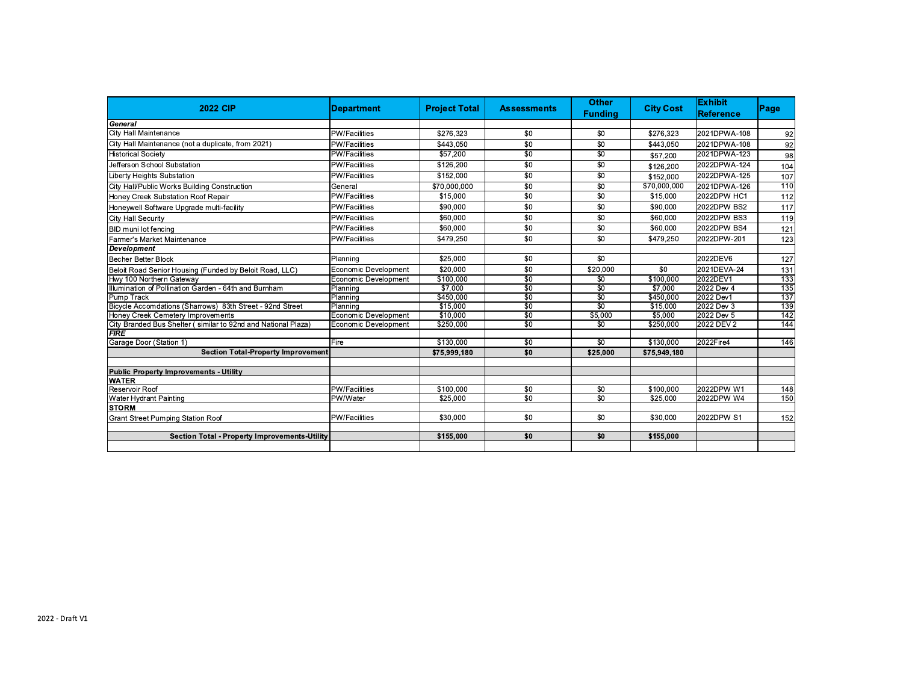| 2022 CIP | Department | Project Total | Assessments | Other Funding | City Cost | Exhibit Reference | Page |
|---|---|---|---|---|---|---|---|
| ***General*** | | | | | | | |
| City Hall Maintenance | PW/Facilities | $276,323 | $0 | $0 | $276,323 | 2021DPWA-108 | 92 |
| City Hall Maintenance (not a duplicate, from 2021) | PW/Facilities | $443,050 | $0 | $0 | $443,050 | 2021DPWA-108 | 92 |
| Historical Society | PW/Facilities | $57,200 | $0 | $0 | $57,200 | 2021DPWA-123 | 98 |
| Jefferson School Substation | PW/Facilities | $126,200 | $0 | $0 | $126,200 | 2022DPWA-124 | 104 |
| Liberty Heights Substation | PW/Facilities | $152,000 | $0 | $0 | $152,000 | 2022DPWA-125 | 107 |
| City Hall/Public Works Building Construction | General | $70,000,000 | $0 | $0 | $70,000,000 | 2021DPWA-126 | 110 |
| Honey Creek Substation Roof Repair | PW/Facilities | $15,000 | $0 | $0 | $15,000 | 2022DPW HC1 | 112 |
| Honeywell Software Upgrade multi-facility | PW/Facilities | $90,000 | $0 | $0 | $90,000 | 2022DPW BS2 | 117 |
| City Hall Security | PW/Facilities | $60,000 | $0 | $0 | $60,000 | 2022DPW BS3 | 119 |
| BID muni lot fencing | PW/Facilities | $60,000 | $0 | $0 | $60,000 | 2022DPW BS4 | 121 |
| Farmer's Market Maintenance | PW/Facilities | $479,250 | $0 | $0 | $479,250 | 2022DPW-201 | 123 |
| ***Development*** | | | | | | | |
| Becher Better Block | Planning | $25,000 | $0 | $0 | | 2022DEV6 | 127 |
| Beloit Road Senior Housing (Funded by Beloit Road, LLC) | Economic Development | $20,000 | $0 | $20,000 | $0 | 2021DEVA-24 | 131 |
| Hwy 100 Northern Gateway | Economic Development | $100,000 | $0 | $0 | $100,000 | 2022DEV1 | 133 |
| Illumination of Pollination Garden - 64th and Burnham | Planning | $7,000 | $0 | $0 | $7,000 | 2022 Dev 4 | 135 |
| Pump Track | Planning | $450,000 | $0 | $0 | $450,000 | 2022 Dev1 | 137 |
| Bicycle Accomdations (Sharrows) 83th Street - 92nd Street | Planning | $15,000 | $0 | $0 | $15,000 | 2022 Dev 3 | 139 |
| Honey Creek Cemetery Improvements | Economic Development | $10,000 | $0 | $5,000 | $5,000 | 2022 Dev 5 | 142 |
| City Branded Bus Shelter ( similar to 92nd and National Plaza) | Economic Development | $250,000 | $0 | $0 | $250,000 | 2022 DEV 2 | 144 |
| ***FIRE*** | | | | | | | |
| Garage Door (Station 1) | Fire | $130,000 | $0 | $0 | $130,000 | 2022Fire4 | 146 |
| **Section Total-Property Improvement** | | **$75,999,180** | **$0** | **$25,000** | **$75,949,180** | | |
| | | | | | | | |
| **Public Property Improvements - Utility** | | | | | | | |
| **WATER** | | | | | | | |
| Reservoir Roof | PW/Facilities | $100,000 | $0 | $0 | $100,000 | 2022DPW W1 | 148 |
| Water Hydrant Painting | PW/Water | $25,000 | $0 | $0 | $25,000 | 2022DPW W4 | 150 |
| **STORM** | | | | | | | |
| Grant Street Pumping Station Roof | PW/Facilities | $30,000 | $0 | $0 | $30,000 | 2022DPW S1 | 152 |
| | | | | | | | |
| **Section Total - Property Improvements-Utility** | | **$155,000** | **$0** | **$0** | **$155,000** | | |

2022 - Draft V1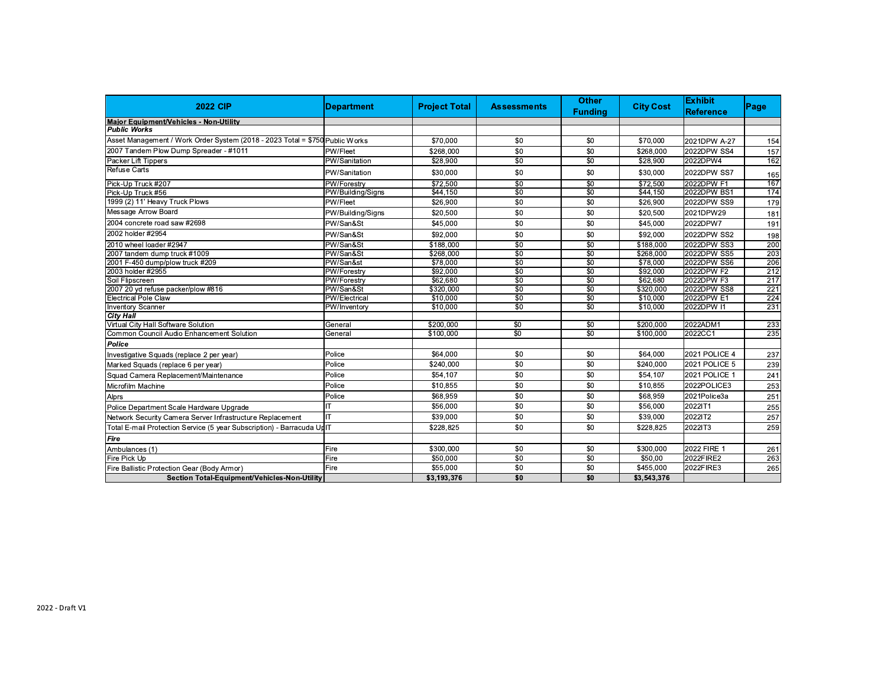| 2022 CIP | Department | Project Total | Assessments | Other Funding | City Cost | Exhibit Reference | Page |
|---|---|---|---|---|---|---|---|
| **Major Equipment/Vehicles - Non-Utility** | | | | | | | |
| ***Public Works*** | | | | | | | |
| Asset Management / Work Order System (2018 - 2023 Total = $750 | Public Works | $70,000 | $0 | $0 | $70,000 | 2021DPW A-27 | 154 |
| 2007 Tandem Plow Dump Spreader - #1011 | PW/Fleet | $268,000 | $0 | $0 | $268,000 | 2022DPW SS4 | 157 |
| Packer Lift Tippers | PW/Sanitation | $28,900 | $0 | $0 | $28,900 | 2022DPW4 | 162 |
| Refuse Carts | PW/Sanitation | $30,000 | $0 | $0 | $30,000 | 2022DPW SS7 | 165 |
| Pick-Up Truck #207 | PW/Forestry | $72,500 | $0 | $0 | $72,500 | 2022DPW F1 | 167 |
| Pick-Up Truck #56 | PW/Building/Signs | $44,150 | $0 | $0 | $44,150 | 2022DPW BS1 | 174 |
| 1999 (2) 11' Heavy Truck Plows | PW/Fleet | $26,900 | $0 | $0 | $26,900 | 2022DPW SS9 | 179 |
| Message Arrow Board | PW/Building/Signs | $20,500 | $0 | $0 | $20,500 | 2021DPW29 | 181 |
| 2004 concrete road saw #2698 | PW/San&St | $45,000 | $0 | $0 | $45,000 | 2022DPW7 | 191 |
| 2002 holder #2954 | PW/San&St | $92,000 | $0 | $0 | $92,000 | 2022DPW SS2 | 198 |
| 2010 wheel loader #2947 | PW/San&St | $188,000 | $0 | $0 | $188,000 | 2022DPW SS3 | 200 |
| 2007 tandem dump truck #1009 | PW/San&St | $268,000 | $0 | $0 | $268,000 | 2022DPW SS5 | 203 |
| 2001 F-450 dump/plow truck #209 | PW/San&st | $78,000 | $0 | $0 | $78,000 | 2022DPW SS6 | 206 |
| 2003 holder #2955 | PW/Forestry | $92,000 | $0 | $0 | $92,000 | 2022DPW F2 | 212 |
| Soil Flipscreen | PW/Forestry | $62,680 | $0 | $0 | $62,680 | 2022DPW F3 | 217 |
| 2007 20 yd refuse packer/plow #816 | PW/San&St | $320,000 | $0 | $0 | $320,000 | 2022DPW SS8 | 221 |
| Electrical Pole Claw | PW/Electrical | $10,000 | $0 | $0 | $10,000 | 2022DPW E1 | 224 |
| Inventory Scanner | PW/Inventory | $10,000 | $0 | $0 | $10,000 | 2022DPW I1 | 231 |
| ***City Hall*** | | | | | | | |
| Virtual City Hall Software Solution | General | $200,000 | $0 | $0 | $200,000 | 2022ADM1 | 233 |
| Common Council Audio Enhancement Solution | General | $100,000 | $0 | $0 | $100,000 | 2022CC1 | 235 |
| ***Police*** | | | | | | | |
| Investigative Squads (replace 2 per year) | Police | $64,000 | $0 | $0 | $64,000 | 2021 POLICE 4 | 237 |
| Marked Squads (replace 6 per year) | Police | $240,000 | $0 | $0 | $240,000 | 2021 POLICE 5 | 239 |
| Squad Camera Replacement/Maintenance | Police | $54,107 | $0 | $0 | $54,107 | 2021 POLICE 1 | 241 |
| Microfilm Machine | Police | $10,855 | $0 | $0 | $10,855 | 2022POLICE3 | 253 |
| Alprs | Police | $68,959 | $0 | $0 | $68,959 | 2021Police3a | 251 |
| Police Department Scale Hardware Upgrade | IT | $56,000 | $0 | $0 | $56,000 | 2022IT1 | 255 |
| Network Security Camera Server Infrastructure Replacement | IT | $39,000 | $0 | $0 | $39,000 | 2022IT2 | 257 |
| Total E-mail Protection Service (5 year Subscription) - Barracuda Up | IT | $228,825 | $0 | $0 | $228,825 | 2022IT3 | 259 |
| ***Fire*** | | | | | | | |
| Ambulances (1) | Fire | $300,000 | $0 | $0 | $300,000 | 2022 FIRE 1 | 261 |
| Fire Pick Up | Fire | $50,000 | $0 | $0 | $50,00 | 2022FIRE2 | 263 |
| Fire Ballistic Protection Gear (Body Armor) | Fire | $55,000 | $0 | $0 | $455,000 | 2022FIRE3 | 265 |
| **Section Total-Equipment/Vehicles-Non-Utility** | | **$3,193,376** | **$0** | **$0** | **$3,543,376** | | |

2022 - Draft V1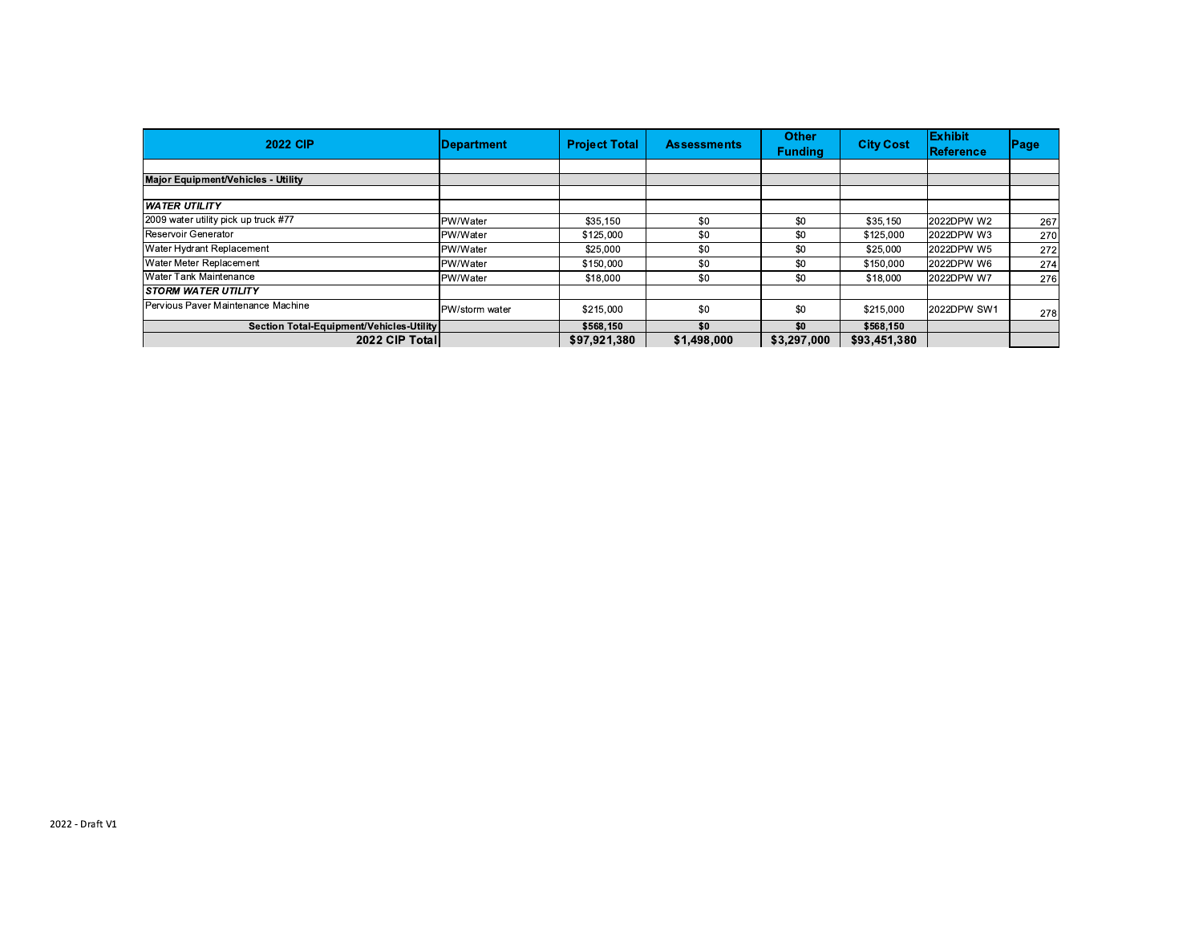| 2022 CIP | Department | Project Total | Assessments | Other Funding | City Cost | Exhibit Reference | Page |
|---|---|---|---|---|---|---|---|
| | | | | | | | |
| **Major Equipment/Vehicles - Utility** | | | | | | | |
| | | | | | | | |
| ***WATER UTILITY*** | | | | | | | |
| 2009 water utility pick up truck #77 | PW/Water | $35,150 | $0 | $0 | $35,150 | 2022DPW W2 | 267 |
| Reservoir Generator | PW/Water | $125,000 | $0 | $0 | $125,000 | 2022DPW W3 | 270 |
| Water Hydrant Replacement | PW/Water | $25,000 | $0 | $0 | $25,000 | 2022DPW W5 | 272 |
| Water Meter Replacement | PW/Water | $150,000 | $0 | $0 | $150,000 | 2022DPW W6 | 274 |
| Water Tank Maintenance | PW/Water | $18,000 | $0 | $0 | $18,000 | 2022DPW W7 | 276 |
| ***STORM WATER UTILITY*** | | | | | | | |
| Pervious Paver Maintenance Machine | PW/storm water | $215,000 | $0 | $0 | $215,000 | 2022DPW SW1 | 278 |
| **Section Total-Equipment/Vehicles-Utility** | | **$568,150** | **$0** | **$0** | **$568,150** | | |
| **2022 CIP Total** | | **$97,921,380** | **$1,498,000** | **$3,297,000** | **$93,451,380** | | |

2022 - Draft V1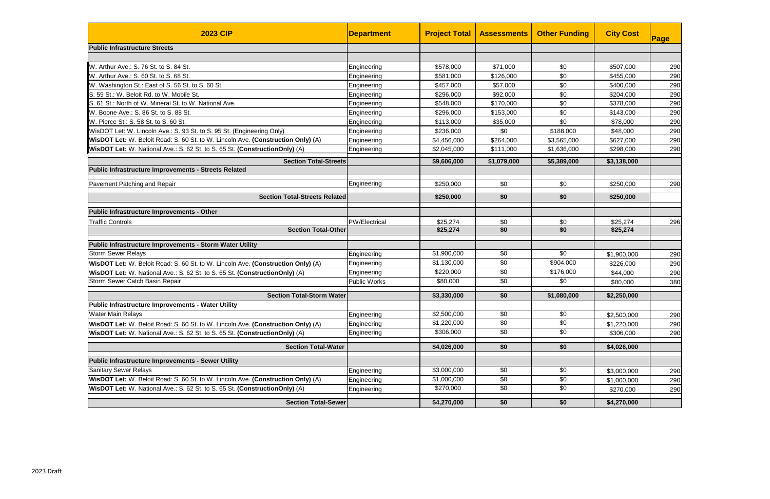| 2023 CIP | Department | Project Total | Assessments | Other Funding | City Cost | Page |
|---|---|---|---|---|---|---|
| **Public Infrastructure Streets** | | | | | | |
| W. Arthur Ave.: S. 76 St. to S. 84 St. | Engineering | $578,000 | $71,000 | $0 | $507,000 | 290 |
| W. Arthur Ave.: S. 60 St. to S. 68 St. | Engineering | $581,000 | $126,000 | $0 | $455,000 | 290 |
| W. Washington St.: East of S. 56 St. to S. 60 St. | Engineering | $457,000 | $57,000 | $0 | $400,000 | 290 |
| S. 59 St.: W. Beloit Rd. to W. Mobile St. | Engineering | $296,000 | $92,000 | $0 | $204,000 | 290 |
| S. 61 St.: North of W. Mineral St. to W. National Ave. | Engineering | $548,000 | $170,000 | $0 | $378,000 | 290 |
| W. Boone Ave.: S. 86 St. to S. 88 St. | Engineering | $296,000 | $153,000 | $0 | $143,000 | 290 |
| W. Pierce St.: S. 58 St. to S. 60 St. | Engineering | $113,000 | $35,000 | $0 | $78,000 | 290 |
| WisDOT Let: W. Lincoln Ave.: S. 93 St. to S. 95 St. (Engineering Only) | Engineering | $236,000 | $0 | $188,000 | $48,000 | 290 |
| **WisDOT Let:** W. Beloit Road: S. 60 St. to W. Lincoln Ave. **(Construction Only)** (A) | Engineering | $4,456,000 | $264,000 | $3,565,000 | $627,000 | 290 |
| **WisDOT Let:** W. National Ave.: S. 62 St. to S. 65 St. **(ConstructionOnly)** (A) | Engineering | $2,045,000 | $111,000 | $1,636,000 | $298,000 | 290 |
| **Section Total-Streets** | | **$9,606,000** | **$1,079,000** | **$5,389,000** | **$3,138,000** | |
| **Public Infrastructure Improvements - Streets Related** | | | | | | |
| Pavement Patching and Repair | Engineering | $250,000 | $0 | $0 | $250,000 | 290 |
| **Section Total-Streets Related** | | **$250,000** | **$0** | **$0** | **$250,000** | |
| **Public Infrastructure Improvements - Other** | | | | | | |
| Traffic Controls | PW/Electrical | $25,274 | $0 | $0 | $25,274 | 296 |
| **Section Total-Other** | | **$25,274** | **$0** | **$0** | **$25,274** | |
| **Public Infrastructure Improvements - Storm Water Utility** | | | | | | |
| Storm Sewer Relays | Engineering | $1,900,000 | $0 | $0 | $1,900,000 | 290 |
| **WisDOT Let:** W. Beloit Road: S. 60 St. to W. Lincoln Ave. **(Construction Only)** (A) | Engineering | $1,130,000 | $0 | $904,000 | $226,000 | 290 |
| **WisDOT Let:** W. National Ave.: S. 62 St. to S. 65 St. **(ConstructionOnly)** (A) | Engineering | $220,000 | $0 | $176,000 | $44,000 | 290 |
| Storm Sewer Catch Basin Repair | Public Works | $80,000 | $0 | $0 | $80,000 | 380 |
| **Section Total-Storm Water** | | **$3,330,000** | **$0** | **$1,080,000** | **$2,250,000** | |
| **Public Infrastructure Improvements - Water Utility** | | | | | | |
| Water Main Relays | Engineering | $2,500,000 | $0 | $0 | $2,500,000 | 290 |
| **WisDOT Let:** W. Beloit Road: S. 60 St. to W. Lincoln Ave. **(Construction Only)** (A) | Engineering | $1,220,000 | $0 | $0 | $1,220,000 | 290 |
| **WisDOT Let:** W. National Ave.: S. 62 St. to S. 65 St. **(ConstructionOnly)** (A) | Engineering | $306,000 | $0 | $0 | $306,000 | 290 |
| **Section Total-Water** | | **$4,026,000** | **$0** | **$0** | **$4,026,000** | |
| **Public Infrastructure Improvements - Sewer Utility** | | | | | | |
| Sanitary Sewer Relays | Engineering | $3,000,000 | $0 | $0 | $3,000,000 | 290 |
| **WisDOT Let:** W. Beloit Road: S. 60 St. to W. Lincoln Ave. **(Construction Only)** (A) | Engineering | $1,000,000 | $0 | $0 | $1,000,000 | 290 |
| **WisDOT Let:** W. National Ave.: S. 62 St. to S. 65 St. **(ConstructionOnly)** (A) | Engineering | $270,000 | $0 | $0 | $270,000 | 290 |
| **Section Total-Sewer** | | **$4,270,000** | **$0** | **$0** | **$4,270,000** | |

2023 Draft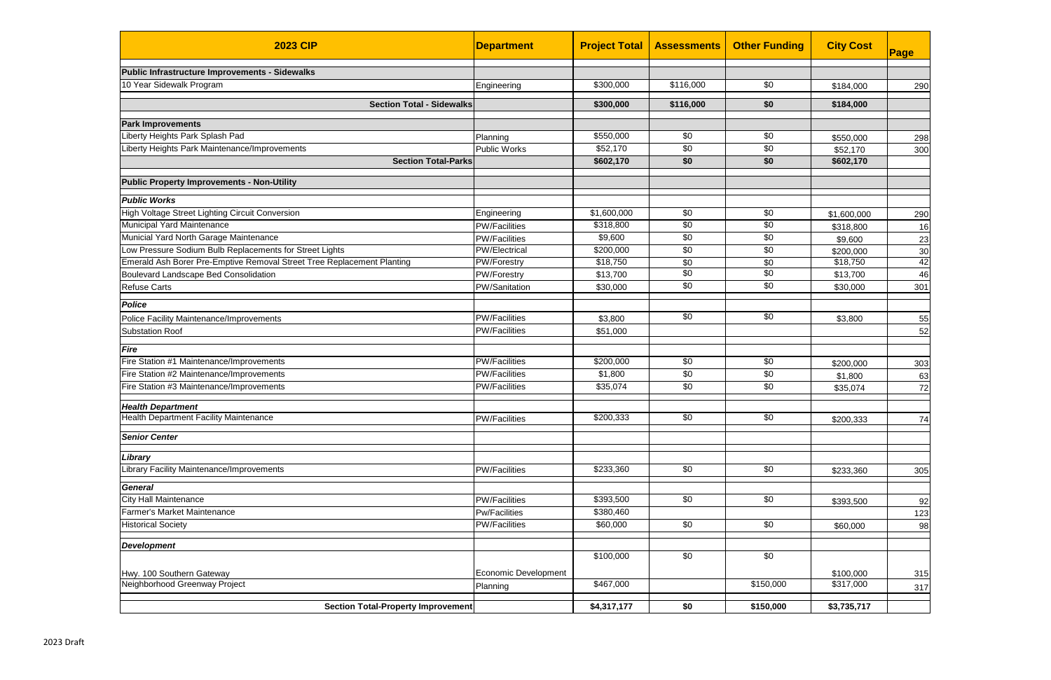| 2023 CIP | Department | Project Total | Assessments | Other Funding | City Cost | Page |
|---|---|---|---|---|---|---|
| **Public Infrastructure Improvements - Sidewalks** | | | | | | |
| 10 Year Sidewalk Program | Engineering | $300,000 | $116,000 | $0 | $184,000 | 290 |
| **Section Total - Sidewalks** | | **$300,000** | **$116,000** | **$0** | **$184,000** | |
| **Park Improvements** | | | | | | |
| Liberty Heights Park Splash Pad | Planning | $550,000 | $0 | $0 | $550,000 | 298 |
| Liberty Heights Park Maintenance/Improvements | Public Works | $52,170 | $0 | $0 | $52,170 | 300 |
| **Section Total-Parks** | | **$602,170** | **$0** | **$0** | **$602,170** | |
| **Public Property Improvements - Non-Utility** | | | | | | |
| ***Public Works*** | | | | | | |
| High Voltage Street Lighting Circuit Conversion | Engineering | $1,600,000 | $0 | $0 | $1,600,000 | 290 |
| Municipal Yard Maintenance | PW/Facilities | $318,800 | $0 | $0 | $318,800 | 16 |
| Municial Yard North Garage Maintenance | PW/Facilities | $9,600 | $0 | $0 | $9,600 | 23 |
| Low Pressure Sodium Bulb Replacements for Street Lights | PW/Electrical | $200,000 | $0 | $0 | $200,000 | 30 |
| Emerald Ash Borer Pre-Emptive Removal Street Tree Replacement Planting | PW/Forestry | $18,750 | $0 | $0 | $18,750 | 42 |
| Boulevard Landscape Bed Consolidation | PW/Forestry | $13,700 | $0 | $0 | $13,700 | 46 |
| Refuse Carts | PW/Sanitation | $30,000 | $0 | $0 | $30,000 | 301 |
| ***Police*** | | | | | | |
| Police Facility Maintenance/Improvements | PW/Facilities | $3,800 | $0 | $0 | $3,800 | 55 |
| Substation Roof | PW/Facilities | $51,000 | | | | 52 |
| ***Fire*** | | | | | | |
| Fire Station #1 Maintenance/Improvements | PW/Facilities | $200,000 | $0 | $0 | $200,000 | 303 |
| Fire Station #2 Maintenance/Improvements | PW/Facilities | $1,800 | $0 | $0 | $1,800 | 63 |
| Fire Station #3 Maintenance/Improvements | PW/Facilities | $35,074 | $0 | $0 | $35,074 | 72 |
| ***Health Department*** | | | | | | |
| Health Department Facility Maintenance | PW/Facilities | $200,333 | $0 | $0 | $200,333 | 74 |
| ***Senior Center*** | | | | | | |
| ***Library*** | | | | | | |
| Library Facility Maintenance/Improvements | PW/Facilities | $233,360 | $0 | $0 | $233,360 | 305 |
| ***General*** | | | | | | |
| City Hall Maintenance | PW/Facilities | $393,500 | $0 | $0 | $393,500 | 92 |
| Farmer's Market Maintenance | Pw/Facilities | $380,460 | | | | 123 |
| Historical Society | PW/Facilities | $60,000 | $0 | $0 | $60,000 | 98 |
| ***Development*** | | | | | | |
| Hwy. 100 Southern Gateway | Economic Development | $100,000 | $0 | $0 | $100,000 | 315 |
| Neighborhood Greenway Project | Planning | $467,000 | | $150,000 | $317,000 | 317 |
| **Section Total-Property Improvement** | | **$4,317,177** | **$0** | **$150,000** | **$3,735,717** | |

2023 Draft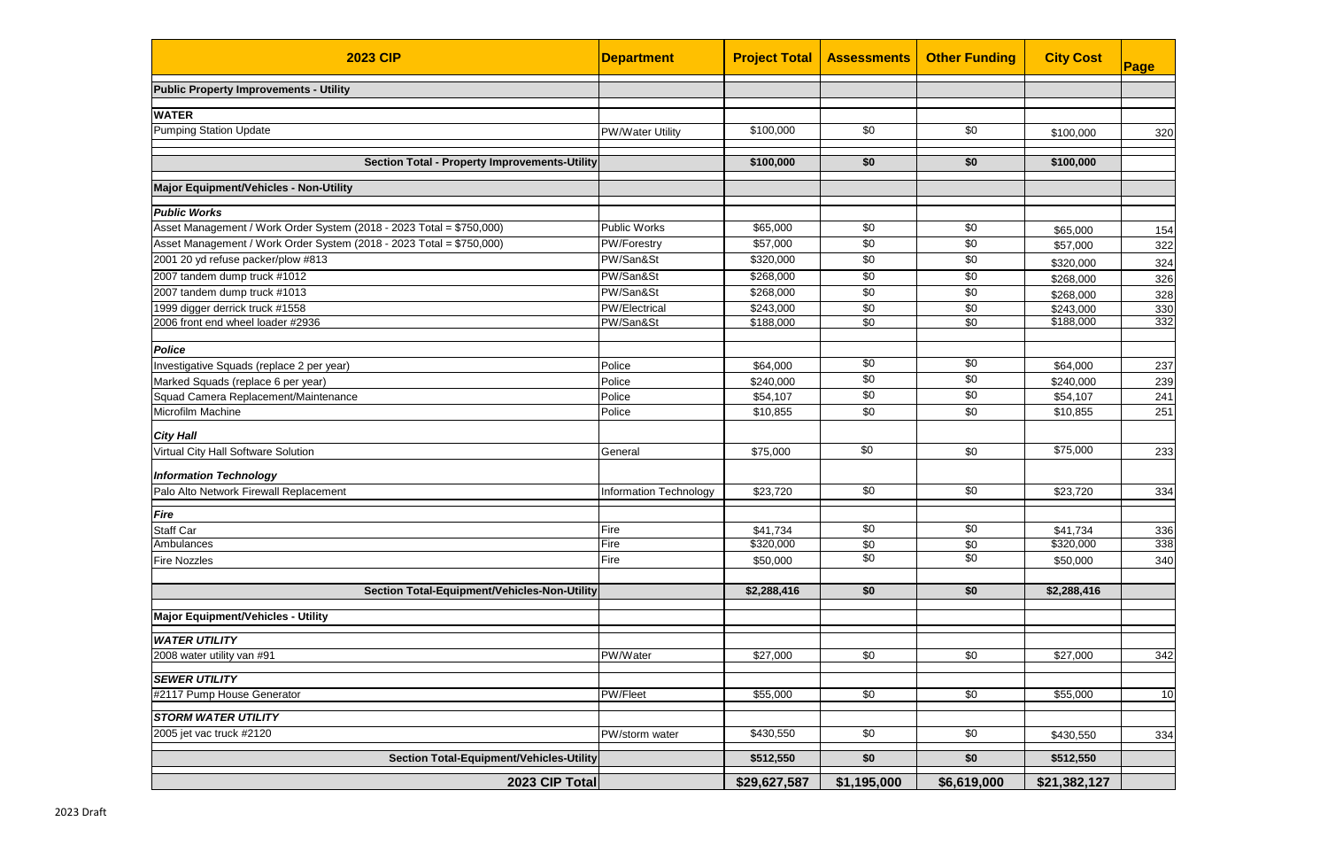| 2023 CIP | Department | Project Total | Assessments | Other Funding | City Cost | Page |
|---|---|---|---|---|---|---|
| **Public Property Improvements - Utility** | | | | | | |
| **WATER** | | | | | | |
| Pumping Station Update | PW/Water Utility | $100,000 | $0 | $0 | $100,000 | 320 |
| **Section Total - Property Improvements-Utility** | | **$100,000** | **$0** | **$0** | **$100,000** | |
| **Major Equipment/Vehicles - Non-Utility** | | | | | | |
| ***Public Works*** | | | | | | |
| Asset Management / Work Order System (2018 - 2023 Total = $750,000) | Public Works | $65,000 | $0 | $0 | $65,000 | 154 |
| Asset Management / Work Order System (2018 - 2023 Total = $750,000) | PW/Forestry | $57,000 | $0 | $0 | $57,000 | 322 |
| 2001 20 yd refuse packer/plow #813 | PW/San&St | $320,000 | $0 | $0 | $320,000 | 324 |
| 2007 tandem dump truck #1012 | PW/San&St | $268,000 | $0 | $0 | $268,000 | 326 |
| 2007 tandem dump truck #1013 | PW/San&St | $268,000 | $0 | $0 | $268,000 | 328 |
| 1999 digger derrick truck #1558 | PW/Electrical | $243,000 | $0 | $0 | $243,000 | 330 |
| 2006 front end wheel loader #2936 | PW/San&St | $188,000 | $0 | $0 | $188,000 | 332 |
| ***Police*** | | | | | | |
| Investigative Squads (replace 2 per year) | Police | $64,000 | $0 | $0 | $64,000 | 237 |
| Marked Squads (replace 6 per year) | Police | $240,000 | $0 | $0 | $240,000 | 239 |
| Squad Camera Replacement/Maintenance | Police | $54,107 | $0 | $0 | $54,107 | 241 |
| Microfilm Machine | Police | $10,855 | $0 | $0 | $10,855 | 251 |
| ***City Hall*** | | | | | | |
| Virtual City Hall Software Solution | General | $75,000 | $0 | $0 | $75,000 | 233 |
| ***Information Technology*** | | | | | | |
| Palo Alto Network Firewall Replacement | Information Technology | $23,720 | $0 | $0 | $23,720 | 334 |
| ***Fire*** | | | | | | |
| Staff Car | Fire | $41,734 | $0 | $0 | $41,734 | 336 |
| Ambulances | Fire | $320,000 | $0 | $0 | $320,000 | 338 |
| Fire Nozzles | Fire | $50,000 | $0 | $0 | $50,000 | 340 |
| **Section Total-Equipment/Vehicles-Non-Utility** | | **$2,288,416** | **$0** | **$0** | **$2,288,416** | |
| **Major Equipment/Vehicles - Utility** | | | | | | |
| ***WATER UTILITY*** | | | | | | |
| 2008 water utility van #91 | PW/Water | $27,000 | $0 | $0 | $27,000 | 342 |
| ***SEWER UTILITY*** | | | | | | |
| #2117 Pump House Generator | PW/Fleet | $55,000 | $0 | $0 | $55,000 | 10 |
| ***STORM WATER UTILITY*** | | | | | | |
| 2005 jet vac truck #2120 | PW/storm water | $430,550 | $0 | $0 | $430,550 | 334 |
| **Section Total-Equipment/Vehicles-Utility** | | **$512,550** | **$0** | **$0** | **$512,550** | |
| **2023 CIP Total** | | **$29,627,587** | **$1,195,000** | **$6,619,000** | **$21,382,127** | |

2023 Draft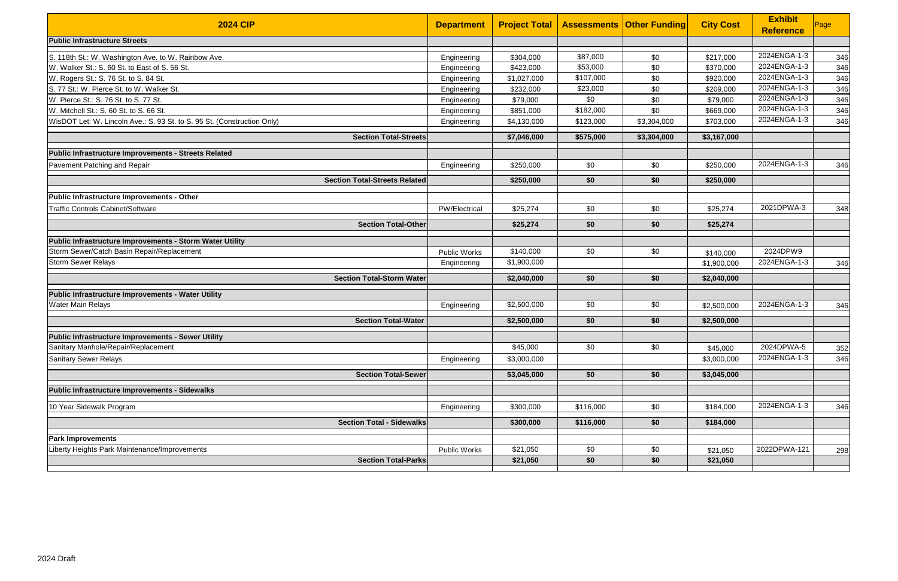| 2024 CIP | Department | Project Total | Assessments | Other Funding | City Cost | Exhibit Reference | Page |
|---|---|---|---|---|---|---|---|
| **Public Infrastructure Streets** | | | | | | | |
| S. 118th St.: W. Washington Ave. to W. Rainbow Ave. | Engineering | $304,000 | $87,000 | $0 | $217,000 | 2024ENGA-1-3 | 346 |
| W. Walker St.: S. 60 St. to East of S. 56 St. | Engineering | $423,000 | $53,000 | $0 | $370,000 | 2024ENGA-1-3 | 346 |
| W. Rogers St.: S. 76 St. to S. 84 St. | Engineering | $1,027,000 | $107,000 | $0 | $920,000 | 2024ENGA-1-3 | 346 |
| S. 77 St.: W. Pierce St. to W. Walker St. | Engineering | $232,000 | $23,000 | $0 | $209,000 | 2024ENGA-1-3 | 346 |
| W. Pierce St.: S. 76 St. to S. 77 St. | Engineering | $79,000 | $0 | $0 | $79,000 | 2024ENGA-1-3 | 346 |
| W. Mitchell St.: S. 60 St. to S. 66 St. | Engineering | $851,000 | $182,000 | $0 | $669,000 | 2024ENGA-1-3 | 346 |
| WisDOT Let: W. Lincoln Ave.: S. 93 St. to S. 95 St. (Construction Only) | Engineering | $4,130,000 | $123,000 | $3,304,000 | $703,000 | 2024ENGA-1-3 | 346 |
| **Section Total-Streets** | | **$7,046,000** | **$575,000** | **$3,304,000** | **$3,167,000** | | |
| **Public Infrastructure Improvements - Streets Related** | | | | | | | |
| Pavement Patching and Repair | Engineering | $250,000 | $0 | $0 | $250,000 | 2024ENGA-1-3 | 346 |
| **Section Total-Streets Related** | | **$250,000** | **$0** | **$0** | **$250,000** | | |
| **Public Infrastructure Improvements - Other** | | | | | | | |
| Traffic Controls Cabinet/Software | PW/Electrical | $25,274 | $0 | $0 | $25,274 | 2021DPWA-3 | 348 |
| **Section Total-Other** | | **$25,274** | **$0** | **$0** | **$25,274** | | |
| **Public Infrastructure Improvements - Storm Water Utility** | | | | | | | |
| Storm Sewer/Catch Basin Repair/Replacement | Public Works | $140,000 | $0 | $0 | $140,000 | 2024DPW9 | |
| Storm Sewer Relays | Engineering | $1,900,000 | | | $1,900,000 | 2024ENGA-1-3 | 346 |
| **Section Total-Storm Water** | | **$2,040,000** | **$0** | **$0** | **$2,040,000** | | |
| **Public Infrastructure Improvements - Water Utility** | | | | | | | |
| Water Main Relays | Engineering | $2,500,000 | $0 | $0 | $2,500,000 | 2024ENGA-1-3 | 346 |
| **Section Total-Water** | | **$2,500,000** | **$0** | **$0** | **$2,500,000** | | |
| **Public Infrastructure Improvements - Sewer Utility** | | | | | | | |
| Sanitary Manhole/Repair/Replacement | | $45,000 | $0 | $0 | $45,000 | 2024DPWA-5 | 352 |
| Sanitary Sewer Relays | Engineering | $3,000,000 | | | $3,000,000 | 2024ENGA-1-3 | 346 |
| **Section Total-Sewer** | | **$3,045,000** | **$0** | **$0** | **$3,045,000** | | |
| **Public Infrastructure Improvements - Sidewalks** | | | | | | | |
| 10 Year Sidewalk Program | Engineering | $300,000 | $116,000 | $0 | $184,000 | 2024ENGA-1-3 | 346 |
| **Section Total - Sidewalks** | | **$300,000** | **$116,000** | **$0** | **$184,000** | | |
| **Park Improvements** | | | | | | | |
| Liberty Heights Park Maintenance/Improvements | Public Works | $21,050 | $0 | $0 | $21,050 | 2022DPWA-121 | 298 |
| **Section Total-Parks** | | **$21,050** | **$0** | **$0** | **$21,050** | | |

2024 Draft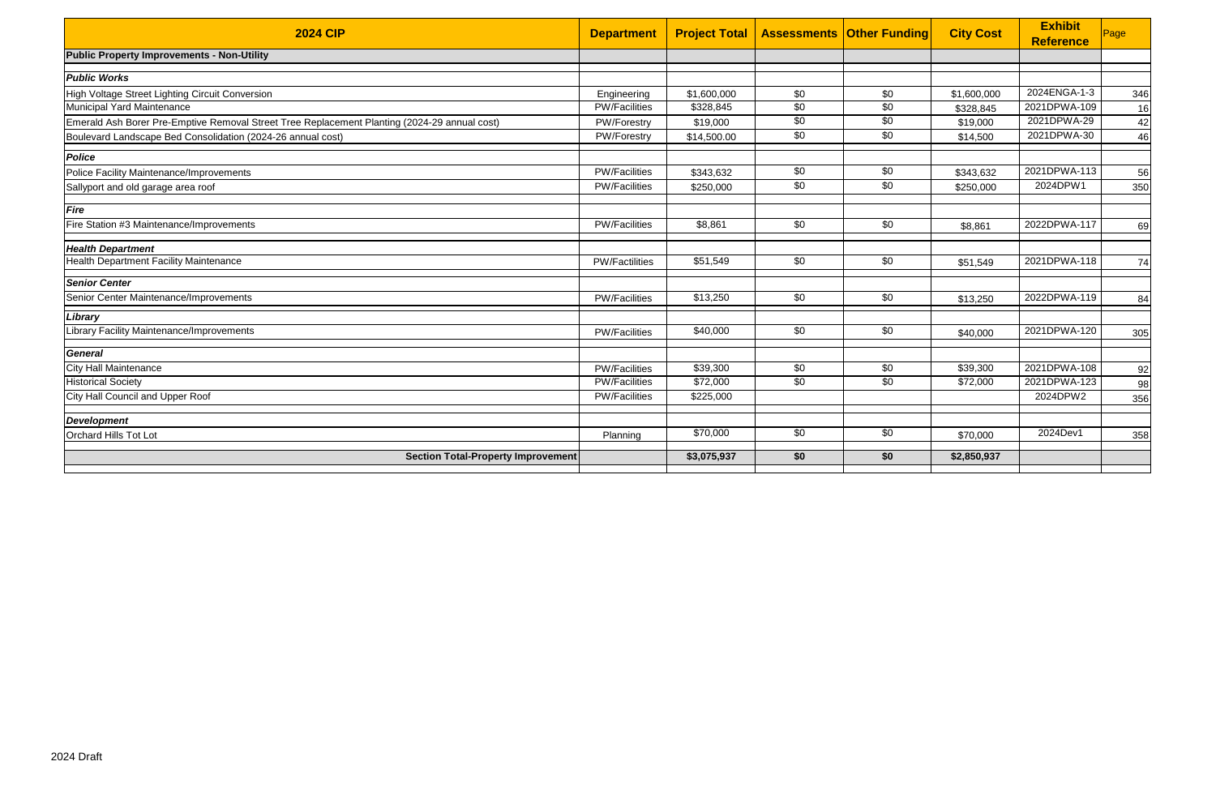| 2024 CIP | Department | Project Total | Assessments | Other Funding | City Cost | Exhibit Reference | Page |
|---|---|---|---|---|---|---|---|
| **Public Property Improvements - Non-Utility** | | | | | | | |
| ***Public Works*** | | | | | | | |
| High Voltage Street Lighting Circuit Conversion | Engineering | $1,600,000 | $0 | $0 | $1,600,000 | 2024ENGA-1-3 | 346 |
| Municipal Yard Maintenance | PW/Facilities | $328,845 | $0 | $0 | $328,845 | 2021DPWA-109 | 16 |
| Emerald Ash Borer Pre-Emptive Removal Street Tree Replacement Planting (2024-29 annual cost) | PW/Forestry | $19,000 | $0 | $0 | $19,000 | 2021DPWA-29 | 42 |
| Boulevard Landscape Bed Consolidation (2024-26 annual cost) | PW/Forestry | $14,500.00 | $0 | $0 | $14,500 | 2021DPWA-30 | 46 |
| ***Police*** | | | | | | | |
| Police Facility Maintenance/Improvements | PW/Facilities | $343,632 | $0 | $0 | $343,632 | 2021DPWA-113 | 56 |
| Sallyport and old garage area roof | PW/Facilities | $250,000 | $0 | $0 | $250,000 | 2024DPW1 | 350 |
| ***Fire*** | | | | | | | |
| Fire Station #3 Maintenance/Improvements | PW/Facilities | $8,861 | $0 | $0 | $8,861 | 2022DPWA-117 | 69 |
| ***Health Department*** | | | | | | | |
| Health Department Facility Maintenance | PW/Factilities | $51,549 | $0 | $0 | $51,549 | 2021DPWA-118 | 74 |
| ***Senior Center*** | | | | | | | |
| Senior Center Maintenance/Improvements | PW/Facilities | $13,250 | $0 | $0 | $13,250 | 2022DPWA-119 | 84 |
| ***Library*** | | | | | | | |
| Library Facility Maintenance/Improvements | PW/Facilities | $40,000 | $0 | $0 | $40,000 | 2021DPWA-120 | 305 |
| ***General*** | | | | | | | |
| City Hall Maintenance | PW/Facilities | $39,300 | $0 | $0 | $39,300 | 2021DPWA-108 | 92 |
| Historical Society | PW/Facilities | $72,000 | $0 | $0 | $72,000 | 2021DPWA-123 | 98 |
| City Hall Council and Upper Roof | PW/Facilities | $225,000 | | | | 2024DPW2 | 356 |
| ***Development*** | | | | | | | |
| Orchard Hills Tot Lot | Planning | $70,000 | $0 | $0 | $70,000 | 2024Dev1 | 358 |
| **Section Total-Property Improvement** | | **$3,075,937** | **$0** | **$0** | **$2,850,937** | | |

2024 Draft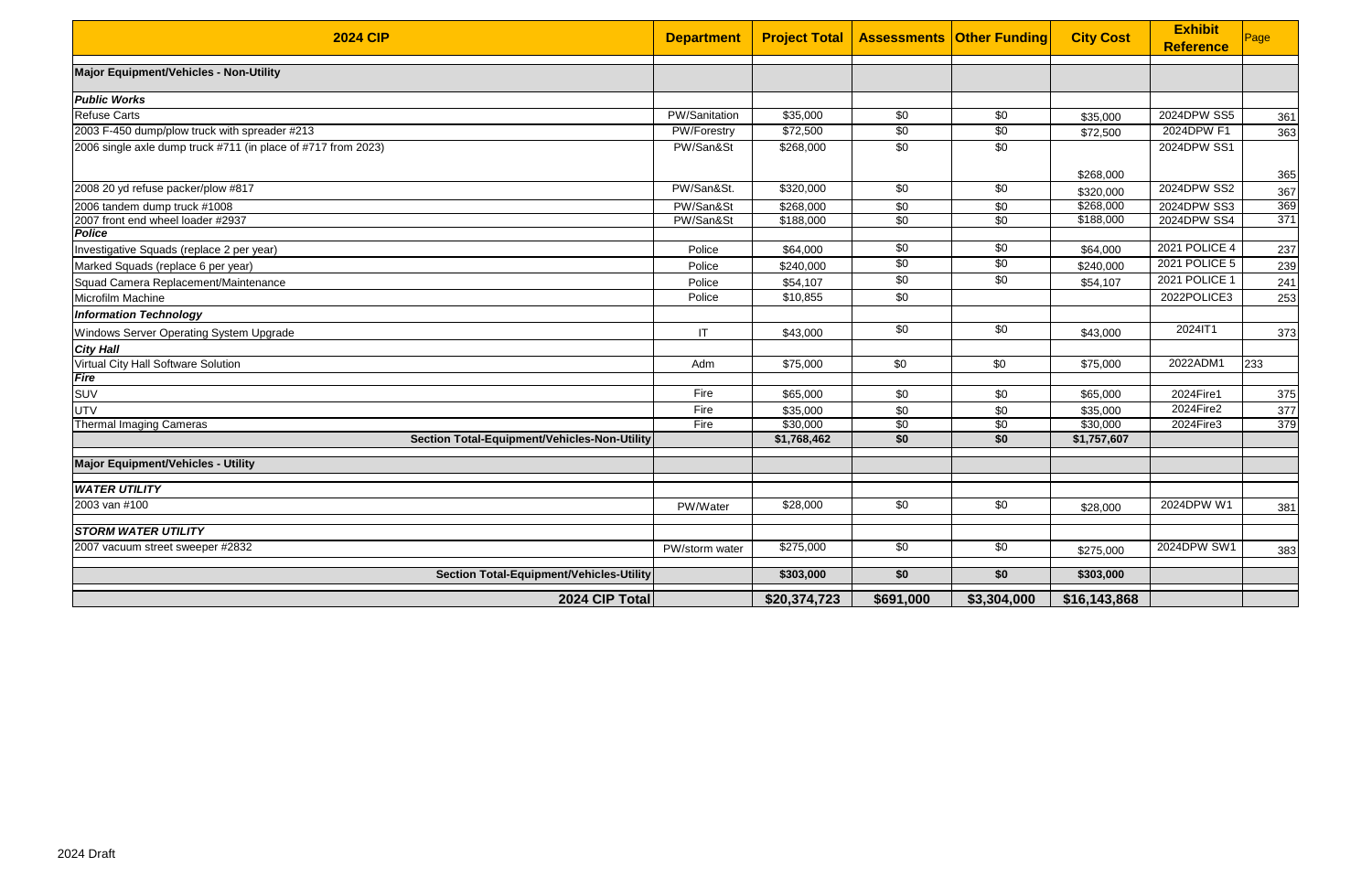| 2024 CIP | Department | Project Total | Assessments | Other Funding | City Cost | Exhibit Reference | Page |
|---|---|---|---|---|---|---|---|
| **Major Equipment/Vehicles - Non-Utility** | | | | | | | |
| ***Public Works*** | | | | | | | |
| Refuse Carts | PW/Sanitation | $35,000 | $0 | $0 | $35,000 | 2024DPW SS5 | 361 |
| 2003 F-450 dump/plow truck with spreader #213 | PW/Forestry | $72,500 | $0 | $0 | $72,500 | 2024DPW F1 | 363 |
| 2006 single axle dump truck #711 (in place of #717 from 2023) | PW/San&St | $268,000 | $0 | $0 | $268,000 | 2024DPW SS1 | 365 |
| 2008 20 yd refuse packer/plow #817 | PW/San&St. | $320,000 | $0 | $0 | $320,000 | 2024DPW SS2 | 367 |
| 2006 tandem dump truck #1008 | PW/San&St | $268,000 | $0 | $0 | $268,000 | 2024DPW SS3 | 369 |
| 2007 front end wheel loader #2937 | PW/San&St | $188,000 | $0 | $0 | $188,000 | 2024DPW SS4 | 371 |
| ***Police*** | | | | | | | |
| Investigative Squads (replace 2 per year) | Police | $64,000 | $0 | $0 | $64,000 | 2021 POLICE 4 | 237 |
| Marked Squads (replace 6 per year) | Police | $240,000 | $0 | $0 | $240,000 | 2021 POLICE 5 | 239 |
| Squad Camera Replacement/Maintenance | Police | $54,107 | $0 | $0 | $54,107 | 2021 POLICE 1 | 241 |
| Microfilm Machine | Police | $10,855 | $0 | | | 2022POLICE3 | 253 |
| ***Information Technology*** | | | | | | | |
| Windows Server Operating System Upgrade | IT | $43,000 | $0 | $0 | $43,000 | 2024IT1 | 373 |
| ***City Hall*** | | | | | | | |
| Virtual City Hall Software Solution | Adm | $75,000 | $0 | $0 | $75,000 | 2022ADM1 | 233 |
| ***Fire*** | | | | | | | |
| SUV | Fire | $65,000 | $0 | $0 | $65,000 | 2024Fire1 | 375 |
| UTV | Fire | $35,000 | $0 | $0 | $35,000 | 2024Fire2 | 377 |
| Thermal Imaging Cameras | Fire | $30,000 | $0 | $0 | $30,000 | 2024Fire3 | 379 |
| **Section Total-Equipment/Vehicles-Non-Utility** | | **$1,768,462** | **$0** | **$0** | **$1,757,607** | | |
| **Major Equipment/Vehicles - Utility** | | | | | | | |
| ***WATER UTILITY*** | | | | | | | |
| 2003 van #100 | PW/Water | $28,000 | $0 | $0 | $28,000 | 2024DPW W1 | 381 |
| ***STORM WATER UTILITY*** | | | | | | | |
| 2007 vacuum street sweeper #2832 | PW/storm water | $275,000 | $0 | $0 | $275,000 | 2024DPW SW1 | 383 |
| **Section Total-Equipment/Vehicles-Utility** | | **$303,000** | **$0** | **$0** | **$303,000** | | |
| **2024 CIP Total** | | **$20,374,723** | **$691,000** | **$3,304,000** | **$16,143,868** | | |

2024 Draft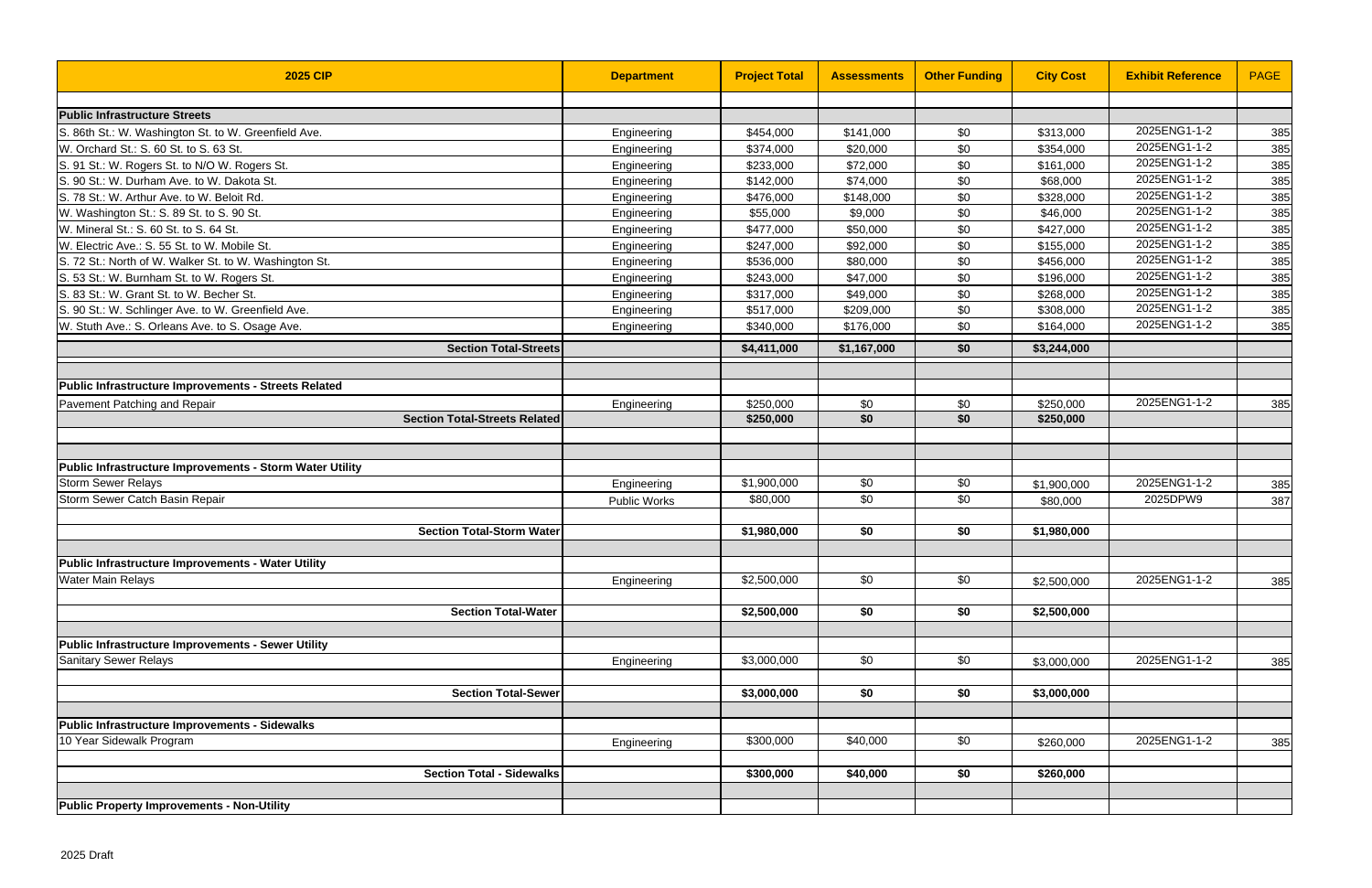| 2025 CIP | Department | Project Total | Assessments | Other Funding | City Cost | Exhibit Reference | PAGE |
|---|---|---|---|---|---|---|---|
| | | | | | | | |
| **Public Infrastructure Streets** | | | | | | | |
| S. 86th St.: W. Washington St. to W. Greenfield Ave. | Engineering | $454,000 | $141,000 | $0 | $313,000 | 2025ENG1-1-2 | 385 |
| W. Orchard St.: S. 60 St. to S. 63 St. | Engineering | $374,000 | $20,000 | $0 | $354,000 | 2025ENG1-1-2 | 385 |
| S. 91 St.: W. Rogers St. to N/O W. Rogers St. | Engineering | $233,000 | $72,000 | $0 | $161,000 | 2025ENG1-1-2 | 385 |
| S. 90 St.: W. Durham Ave. to W. Dakota St. | Engineering | $142,000 | $74,000 | $0 | $68,000 | 2025ENG1-1-2 | 385 |
| S. 78 St.: W. Arthur Ave. to W. Beloit Rd. | Engineering | $476,000 | $148,000 | $0 | $328,000 | 2025ENG1-1-2 | 385 |
| W. Washington St.: S. 89 St. to S. 90 St. | Engineering | $55,000 | $9,000 | $0 | $46,000 | 2025ENG1-1-2 | 385 |
| W. Mineral St.: S. 60 St. to S. 64 St. | Engineering | $477,000 | $50,000 | $0 | $427,000 | 2025ENG1-1-2 | 385 |
| W. Electric Ave.: S. 55 St. to W. Mobile St. | Engineering | $247,000 | $92,000 | $0 | $155,000 | 2025ENG1-1-2 | 385 |
| S. 72 St.: North of W. Walker St. to W. Washington St. | Engineering | $536,000 | $80,000 | $0 | $456,000 | 2025ENG1-1-2 | 385 |
| S. 53 St.: W. Burnham St. to W. Rogers St. | Engineering | $243,000 | $47,000 | $0 | $196,000 | 2025ENG1-1-2 | 385 |
| S. 83 St.: W. Grant St. to W. Becher St. | Engineering | $317,000 | $49,000 | $0 | $268,000 | 2025ENG1-1-2 | 385 |
| S. 90 St.: W. Schlinger Ave. to W. Greenfield Ave. | Engineering | $517,000 | $209,000 | $0 | $308,000 | 2025ENG1-1-2 | 385 |
| W. Stuth Ave.: S. Orleans Ave. to S. Osage Ave. | Engineering | $340,000 | $176,000 | $0 | $164,000 | 2025ENG1-1-2 | 385 |
| **Section Total-Streets** | | **$4,411,000** | **$1,167,000** | **$0** | **$3,244,000** | | |
| | | | | | | | |
| **Public Infrastructure Improvements - Streets Related** | | | | | | | |
| Pavement Patching and Repair | Engineering | $250,000 | $0 | $0 | $250,000 | 2025ENG1-1-2 | 385 |
| **Section Total-Streets Related** | | **$250,000** | **$0** | **$0** | **$250,000** | | |
| | | | | | | | |
| **Public Infrastructure Improvements - Storm Water Utility** | | | | | | | |
| Storm Sewer Relays | Engineering | $1,900,000 | $0 | $0 | $1,900,000 | 2025ENG1-1-2 | 385 |
| Storm Sewer Catch Basin Repair | Public Works | $80,000 | $0 | $0 | $80,000 | 2025DPW9 | 387 |
| **Section Total-Storm Water** | | **$1,980,000** | **$0** | **$0** | **$1,980,000** | | |
| | | | | | | | |
| **Public Infrastructure Improvements - Water Utility** | | | | | | | |
| Water Main Relays | Engineering | $2,500,000 | $0 | $0 | $2,500,000 | 2025ENG1-1-2 | 385 |
| **Section Total-Water** | | **$2,500,000** | **$0** | **$0** | **$2,500,000** | | |
| | | | | | | | |
| **Public Infrastructure Improvements - Sewer Utility** | | | | | | | |
| Sanitary Sewer Relays | Engineering | $3,000,000 | $0 | $0 | $3,000,000 | 2025ENG1-1-2 | 385 |
| **Section Total-Sewer** | | **$3,000,000** | **$0** | **$0** | **$3,000,000** | | |
| | | | | | | | |
| **Public Infrastructure Improvements - Sidewalks** | | | | | | | |
| 10 Year Sidewalk Program | Engineering | $300,000 | $40,000 | $0 | $260,000 | 2025ENG1-1-2 | 385 |
| **Section Total - Sidewalks** | | **$300,000** | **$40,000** | **$0** | **$260,000** | | |
| | | | | | | | |
| **Public Property Improvements - Non-Utility** | | | | | | | |

2025 Draft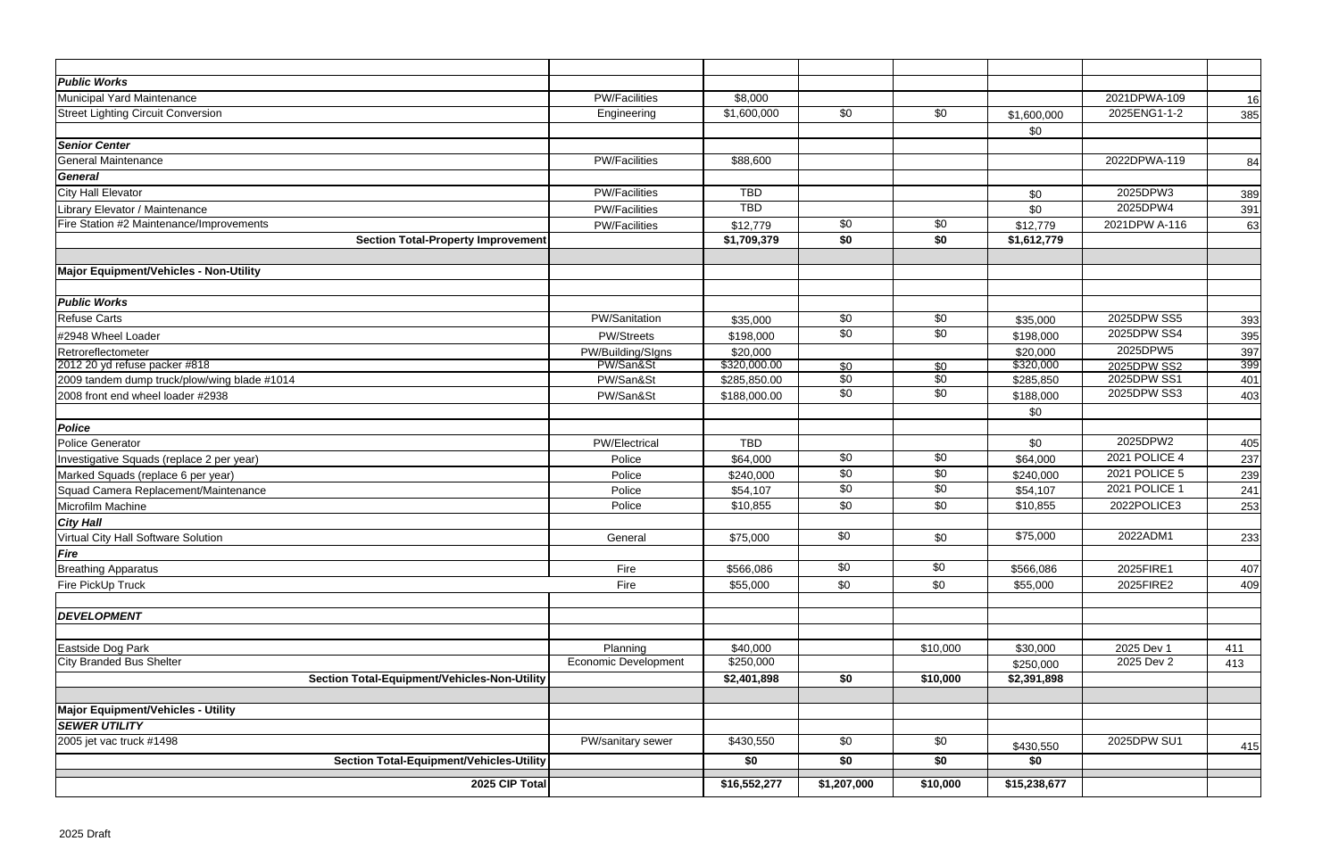| | | | | | | | |
|---|---|---|---|---|---|---|---|
| ***Public Works*** | | | | | | | |
| Municipal Yard Maintenance | PW/Facilities | $8,000 | | | | 2021DPWA-109 | 16 |
| Street Lighting Circuit Conversion | Engineering | $1,600,000 | $0 | $0 | $1,600,000 | 2025ENG1-1-2 | 385 |
| | | | | | $0 | | |
| ***Senior Center*** | | | | | | | |
| General Maintenance | PW/Facilities | $88,600 | | | | 2022DPWA-119 | 84 |
| ***General*** | | | | | | | |
| City Hall Elevator | PW/Facilities | TBD | | | $0 | 2025DPW3 | 389 |
| Library Elevator / Maintenance | PW/Facilities | TBD | | | $0 | 2025DPW4 | 391 |
| Fire Station #2 Maintenance/Improvements | PW/Facilities | $12,779 | $0 | $0 | $12,779 | 2021DPW A-116 | 63 |
| **Section Total-Property Improvement** | | **$1,709,379** | **$0** | **$0** | **$1,612,779** | | |
| | | | | | | | |
| **Major Equipment/Vehicles - Non-Utility** | | | | | | | |
| | | | | | | | |
| ***Public Works*** | | | | | | | |
| Refuse Carts | PW/Sanitation | $35,000 | $0 | $0 | $35,000 | 2025DPW SS5 | 393 |
| #2948 Wheel Loader | PW/Streets | $198,000 | $0 | $0 | $198,000 | 2025DPW SS4 | 395 |
| Retroreflectometer | PW/Building/SIgns | $20,000 | | | $20,000 | 2025DPW5 | 397 |
| 2012 20 yd refuse packer #818 | PW/San&St | $320,000.00 | $0 | $0 | $320,000 | 2025DPW SS2 | 399 |
| 2009 tandem dump truck/plow/wing blade #1014 | PW/San&St | $285,850.00 | $0 | $0 | $285,850 | 2025DPW SS1 | 401 |
| 2008 front end wheel loader #2938 | PW/San&St | $188,000.00 | $0 | $0 | $188,000 | 2025DPW SS3 | 403 |
| | | | | | $0 | | |
| ***Police*** | | | | | | | |
| Police Generator | PW/Electrical | TBD | | | $0 | 2025DPW2 | 405 |
| Investigative Squads (replace 2 per year) | Police | $64,000 | $0 | $0 | $64,000 | 2021 POLICE 4 | 237 |
| Marked Squads (replace 6 per year) | Police | $240,000 | $0 | $0 | $240,000 | 2021 POLICE 5 | 239 |
| Squad Camera Replacement/Maintenance | Police | $54,107 | $0 | $0 | $54,107 | 2021 POLICE 1 | 241 |
| Microfilm Machine | Police | $10,855 | $0 | $0 | $10,855 | 2022POLICE3 | 253 |
| ***City Hall*** | | | | | | | |
| Virtual City Hall Software Solution | General | $75,000 | $0 | $0 | $75,000 | 2022ADM1 | 233 |
| ***Fire*** | | | | | | | |
| Breathing Apparatus | Fire | $566,086 | $0 | $0 | $566,086 | 2025FIRE1 | 407 |
| Fire PickUp Truck | Fire | $55,000 | $0 | $0 | $55,000 | 2025FIRE2 | 409 |
| | | | | | | | |
| ***DEVELOPMENT*** | | | | | | | |
| | | | | | | | |
| Eastside Dog Park | Planning | $40,000 | | $10,000 | $30,000 | 2025 Dev 1 | 411 |
| City Branded Bus Shelter | Economic Development | $250,000 | | | $250,000 | 2025 Dev 2 | 413 |
| **Section Total-Equipment/Vehicles-Non-Utility** | | **$2,401,898** | **$0** | **$10,000** | **$2,391,898** | | |
| | | | | | | | |
| **Major Equipment/Vehicles - Utility** | | | | | | | |
| ***SEWER UTILITY*** | | | | | | | |
| 2005 jet vac truck #1498 | PW/sanitary sewer | $430,550 | $0 | $0 | $430,550 | 2025DPW SU1 | 415 |
| **Section Total-Equipment/Vehicles-Utility** | | **$0** | **$0** | **$0** | **$0** | | |
| **2025 CIP Total** | | **$16,552,277** | **$1,207,000** | **$10,000** | **$15,238,677** | | |

2025 Draft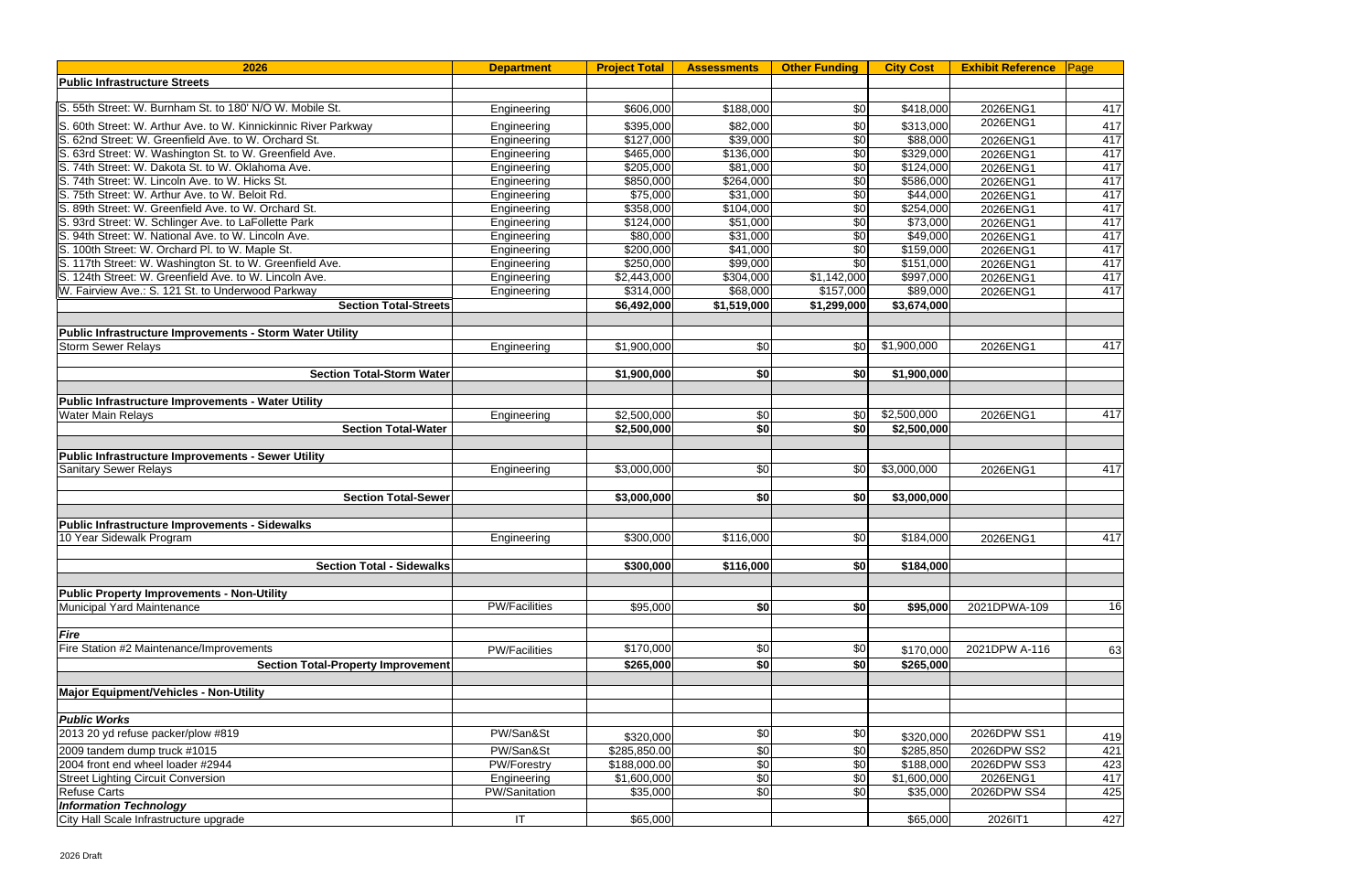| 2026 | Department | Project Total | Assessments | Other Funding | City Cost | Exhibit Reference | Page |
|---|---|---|---|---|---|---|---|
| **Public Infrastructure Streets** | | | | | | | |
| S. 55th Street: W. Burnham St. to 180' N/O W. Mobile St. | Engineering | $606,000 | $188,000 | $0 | $418,000 | 2026ENG1 | 417 |
| S. 60th Street: W. Arthur Ave. to W. Kinnickinnic River Parkway | Engineering | $395,000 | $82,000 | $0 | $313,000 | 2026ENG1 | 417 |
| S. 62nd Street: W. Greenfield Ave. to W. Orchard St. | Engineering | $127,000 | $39,000 | $0 | $88,000 | 2026ENG1 | 417 |
| S. 63rd Street: W. Washington St. to W. Greenfield Ave. | Engineering | $465,000 | $136,000 | $0 | $329,000 | 2026ENG1 | 417 |
| S. 74th Street: W. Dakota St. to W. Oklahoma Ave. | Engineering | $205,000 | $81,000 | $0 | $124,000 | 2026ENG1 | 417 |
| S. 74th Street: W. Lincoln Ave. to W. Hicks St. | Engineering | $850,000 | $264,000 | $0 | $586,000 | 2026ENG1 | 417 |
| S. 75th Street: W. Arthur Ave. to W. Beloit Rd. | Engineering | $75,000 | $31,000 | $0 | $44,000 | 2026ENG1 | 417 |
| S. 89th Street: W. Greenfield Ave. to W. Orchard St. | Engineering | $358,000 | $104,000 | $0 | $254,000 | 2026ENG1 | 417 |
| S. 93rd Street: W. Schlinger Ave. to LaFollette Park | Engineering | $124,000 | $51,000 | $0 | $73,000 | 2026ENG1 | 417 |
| S. 94th Street: W. National Ave. to W. Lincoln Ave. | Engineering | $80,000 | $31,000 | $0 | $49,000 | 2026ENG1 | 417 |
| S. 100th Street: W. Orchard Pl. to W. Maple St. | Engineering | $200,000 | $41,000 | $0 | $159,000 | 2026ENG1 | 417 |
| S. 117th Street: W. Washington St. to W. Greenfield Ave. | Engineering | $250,000 | $99,000 | $0 | $151,000 | 2026ENG1 | 417 |
| S. 124th Street: W. Greenfield Ave. to W. Lincoln Ave. | Engineering | $2,443,000 | $304,000 | $1,142,000 | $997,000 | 2026ENG1 | 417 |
| W. Fairview Ave.: S. 121 St. to Underwood Parkway | Engineering | $314,000 | $68,000 | $157,000 | $89,000 | 2026ENG1 | 417 |
| **Section Total-Streets** | | **$6,492,000** | **$1,519,000** | **$1,299,000** | **$3,674,000** | | |
| | | | | | | | |
| **Public Infrastructure Improvements - Storm Water Utility** | | | | | | | |
| Storm Sewer Relays | Engineering | $1,900,000 | $0 | $0 | $1,900,000 | 2026ENG1 | 417 |
| **Section Total-Storm Water** | | **$1,900,000** | **$0** | **$0** | **$1,900,000** | | |
| | | | | | | | |
| **Public Infrastructure Improvements - Water Utility** | | | | | | | |
| Water Main Relays | Engineering | $2,500,000 | $0 | $0 | $2,500,000 | 2026ENG1 | 417 |
| **Section Total-Water** | | **$2,500,000** | **$0** | **$0** | **$2,500,000** | | |
| | | | | | | | |
| **Public Infrastructure Improvements - Sewer Utility** | | | | | | | |
| Sanitary Sewer Relays | Engineering | $3,000,000 | $0 | $0 | $3,000,000 | 2026ENG1 | 417 |
| **Section Total-Sewer** | | **$3,000,000** | **$0** | **$0** | **$3,000,000** | | |
| | | | | | | | |
| **Public Infrastructure Improvements - Sidewalks** | | | | | | | |
| 10 Year Sidewalk Program | Engineering | $300,000 | $116,000 | $0 | $184,000 | 2026ENG1 | 417 |
| **Section Total - Sidewalks** | | **$300,000** | **$116,000** | **$0** | **$184,000** | | |
| | | | | | | | |
| **Public Property Improvements - Non-Utility** | | | | | | | |
| Municipal Yard Maintenance | PW/Facilities | $95,000 | **$0** | **$0** | **$95,000** | 2021DPWA-109 | 16 |
| | | | | | | | |
| ***Fire*** | | | | | | | |
| Fire Station #2 Maintenance/Improvements | PW/Facilities | $170,000 | $0 | $0 | $170,000 | 2021DPW A-116 | 63 |
| **Section Total-Property Improvement** | | **$265,000** | **$0** | **$0** | **$265,000** | | |
| | | | | | | | |
| **Major Equipment/Vehicles - Non-Utility** | | | | | | | |
| | | | | | | | |
| ***Public Works*** | | | | | | | |
| 2013 20 yd refuse packer/plow #819 | PW/San&St | $320,000 | $0 | $0 | $320,000 | 2026DPW SS1 | 419 |
| 2009 tandem dump truck #1015 | PW/San&St | $285,850.00 | $0 | $0 | $285,850 | 2026DPW SS2 | 421 |
| 2004 front end wheel loader #2944 | PW/Forestry | $188,000.00 | $0 | $0 | $188,000 | 2026DPW SS3 | 423 |
| Street Lighting Circuit Conversion | Engineering | $1,600,000 | $0 | $0 | $1,600,000 | 2026ENG1 | 417 |
| Refuse Carts | PW/Sanitation | $35,000 | $0 | $0 | $35,000 | 2026DPW SS4 | 425 |
| ***Information Technology*** | | | | | | | |
| City Hall Scale Infrastructure upgrade | IT | $65,000 | | | $65,000 | 2026IT1 | 427 |

2026 Draft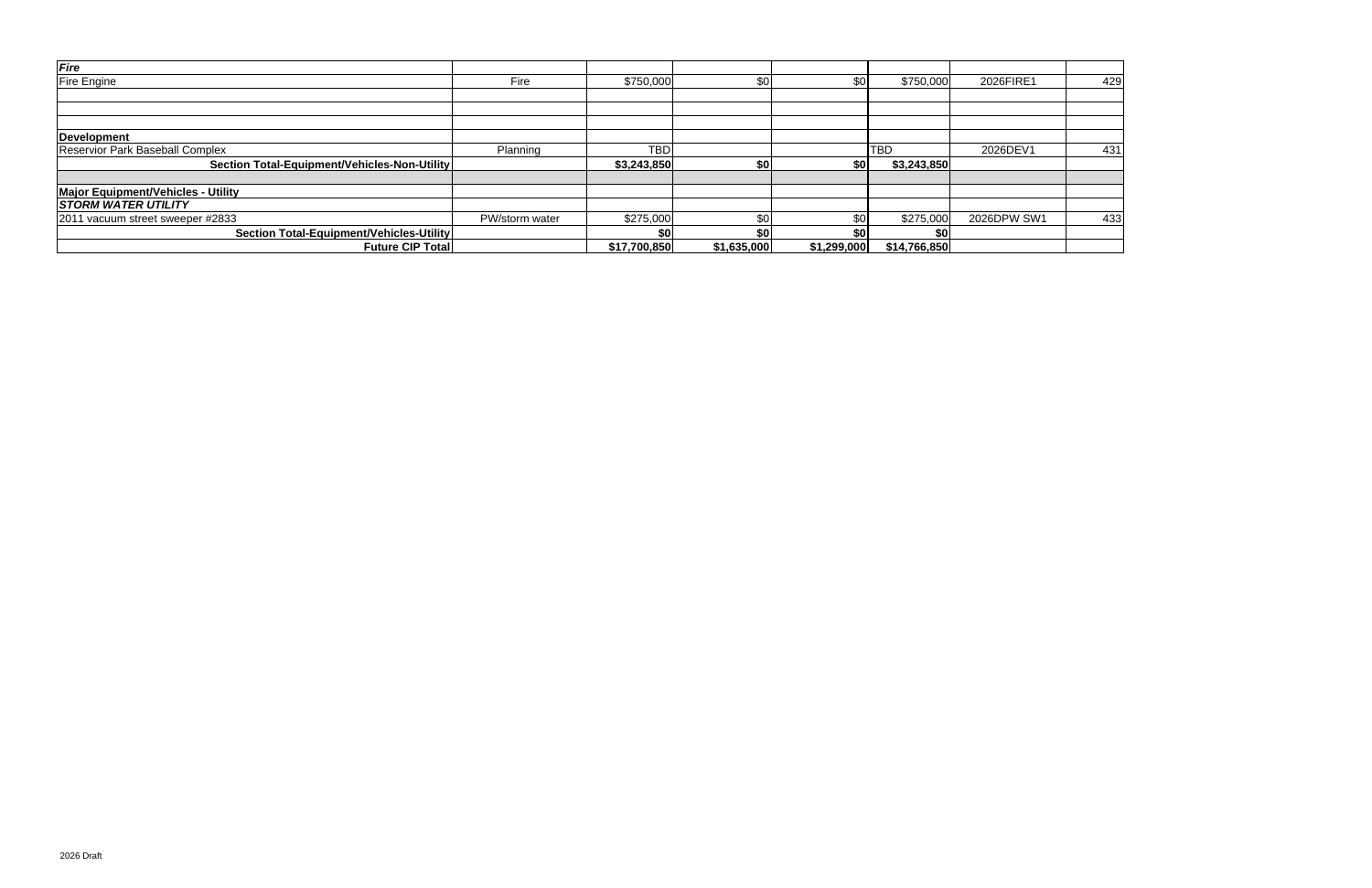| | | | | | | | |
|---|---|---|---|---|---|---|---|
| ***Fire*** | | | | | | | |
| Fire Engine | Fire | $750,000 | $0 | $0 | $750,000 | 2026FIRE1 | 429 |
| | | | | | | | |
| | | | | | | | |
| | | | | | | | |
| **Development** | | | | | | | |
| Reservior Park Baseball Complex | Planning | TBD | | | TBD | 2026DEV1 | 431 |
| **Section Total-Equipment/Vehicles-Non-Utility** | | **$3,243,850** | **$0** | **$0** | **$3,243,850** | | |
| | | | | | | | |
| **Major Equipment/Vehicles - Utility** | | | | | | | |
| ***STORM WATER UTILITY*** | | | | | | | |
| 2011 vacuum street sweeper #2833 | PW/storm water | $275,000 | $0 | $0 | $275,000 | 2026DPW SW1 | 433 |
| **Section Total-Equipment/Vehicles-Utility** | | **$0** | **$0** | **$0** | **$0** | | |
| **Future CIP Total** | | **$17,700,850** | **$1,635,000** | **$1,299,000** | **$14,766,850** | | |

2026 Draft